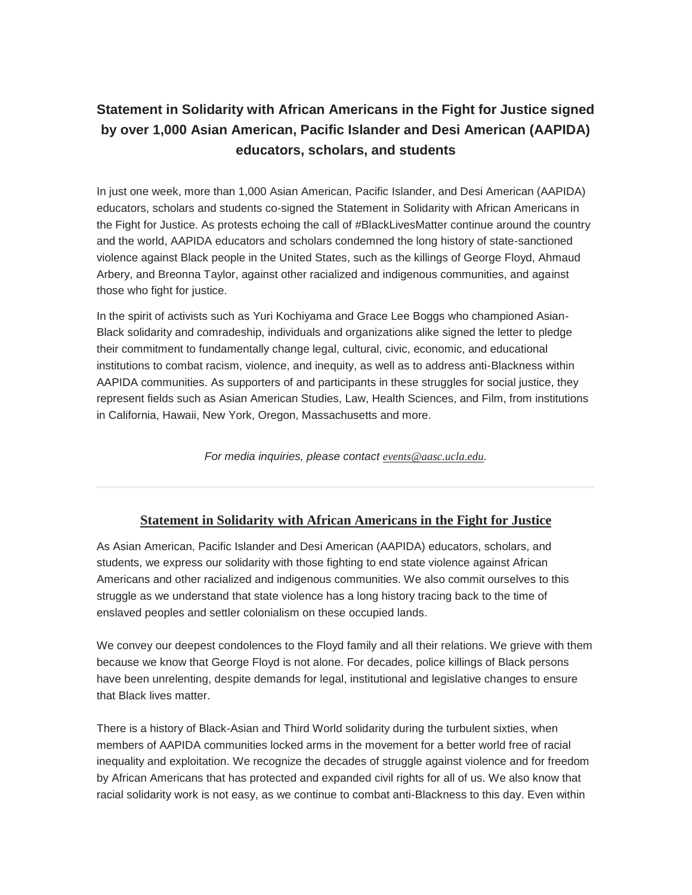# Statement in Solidarity with African Americans in the Fight for Justice signed by over 1,000 Asian American, Pacific Islander and Desi American (AAPIDA) educators, scholars, and students

In just one week, more than 1,000 Asian American, Pacific Islander, and Desi American (AAPIDA) educators, scholars and students co-signed the Statement in Solidarity with African Americans in the Fight for Justice. As protests echoing the call of #BlackLivesMatter continue around the country and the world, AAPIDA educators and scholars condemned the long history of state-sanctioned violence against Black people in the United States, such as the killings of George Floyd, Ahmaud Arbery, and Breonna Taylor, against other racialized and indigenous communities, and against those who fight for justice.

In the spirit of activists such as Yuri Kochiyama and Grace Lee Boggs who championed Asian-Black solidarity and comradeship, individuals and organizations alike signed the letter to pledge their commitment to fundamentally change legal, cultural, civic, economic, and educational institutions to combat racism, violence, and inequity, as well as to address anti-Blackness within AAPIDA communities. As supporters of and participants in these struggles for social justice, they represent fields such as Asian American Studies, Law, Health Sciences, and Film, from institutions in California, Hawaii, New York, Oregon, Massachusetts and more.

*For media inquiries, please contact events@aasc.ucla.edu.*

---

## Statement in Solidarity with African Americans in the Fight for Justice

As Asian American, Pacific Islander and Desi American (AAPIDA) educators, scholars, and students, we express our solidarity with those fighting to end state violence against African Americans and other racialized and indigenous communities. We also commit ourselves to this struggle as we understand that state violence has a long history tracing back to the time of enslaved peoples and settler colonialism on these occupied lands.

We convey our deepest condolences to the Floyd family and all their relations. We grieve with them because we know that George Floyd is not alone. For decades, police killings of Black persons have been unrelenting, despite demands for legal, institutional and legislative changes to ensure that Black lives matter.

There is a history of Black-Asian and Third World solidarity during the turbulent sixties, when members of AAPIDA communities locked arms in the movement for a better world free of racial inequality and exploitation. We recognize the decades of struggle against violence and for freedom by African Americans that has protected and expanded civil rights for all of us. We also know that racial solidarity work is not easy, as we continue to combat anti-Blackness to this day. Even within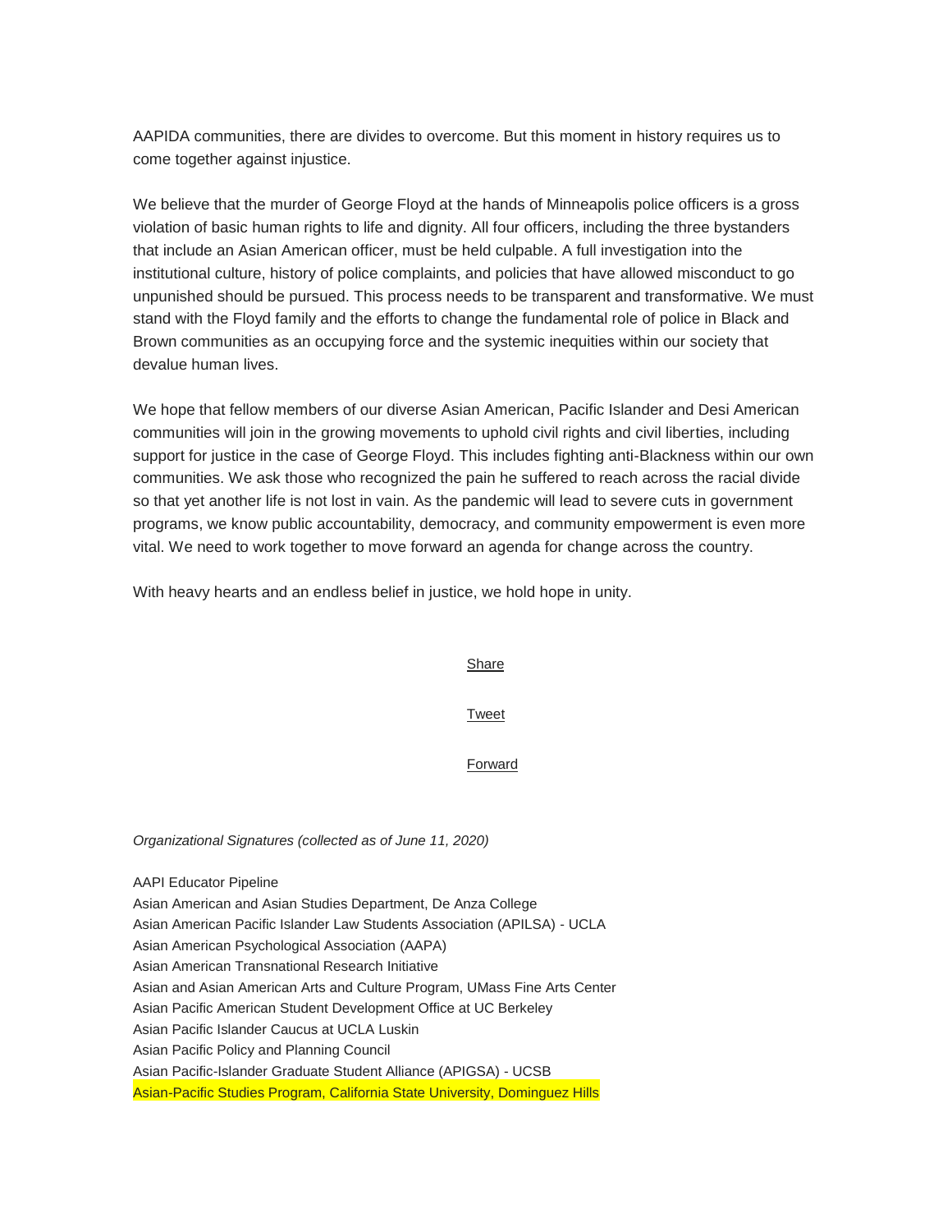AAPIDA communities, there are divides to overcome. But this moment in history requires us to come together against injustice.

We believe that the murder of George Floyd at the hands of Minneapolis police officers is a gross violation of basic human rights to life and dignity. All four officers, including the three bystanders that include an Asian American officer, must be held culpable. A full investigation into the institutional culture, history of police complaints, and policies that have allowed misconduct to go unpunished should be pursued. This process needs to be transparent and transformative. We must stand with the Floyd family and the efforts to change the fundamental role of police in Black and Brown communities as an occupying force and the systemic inequities within our society that devalue human lives.

We hope that fellow members of our diverse Asian American, Pacific Islander and Desi American communities will join in the growing movements to uphold civil rights and civil liberties, including support for justice in the case of George Floyd. This includes fighting anti-Blackness within our own communities. We ask those who recognized the pain he suffered to reach across the racial divide so that yet another life is not lost in vain. As the pandemic will lead to severe cuts in government programs, we know public accountability, democracy, and community empowerment is even more vital. We need to work together to move forward an agenda for change across the country.

With heavy hearts and an endless belief in justice, we hold hope in unity.

Share

Tweet

Forward

*Organizational Signatures (collected as of June 11, 2020)*

AAPI Educator Pipeline
Asian American and Asian Studies Department, De Anza College
Asian American Pacific Islander Law Students Association (APILSA) - UCLA
Asian American Psychological Association (AAPA)
Asian American Transnational Research Initiative
Asian and Asian American Arts and Culture Program, UMass Fine Arts Center
Asian Pacific American Student Development Office at UC Berkeley
Asian Pacific Islander Caucus at UCLA Luskin
Asian Pacific Policy and Planning Council
Asian Pacific-Islander Graduate Student Alliance (APIGSA) - UCSB
Asian-Pacific Studies Program, California State University, Dominguez Hills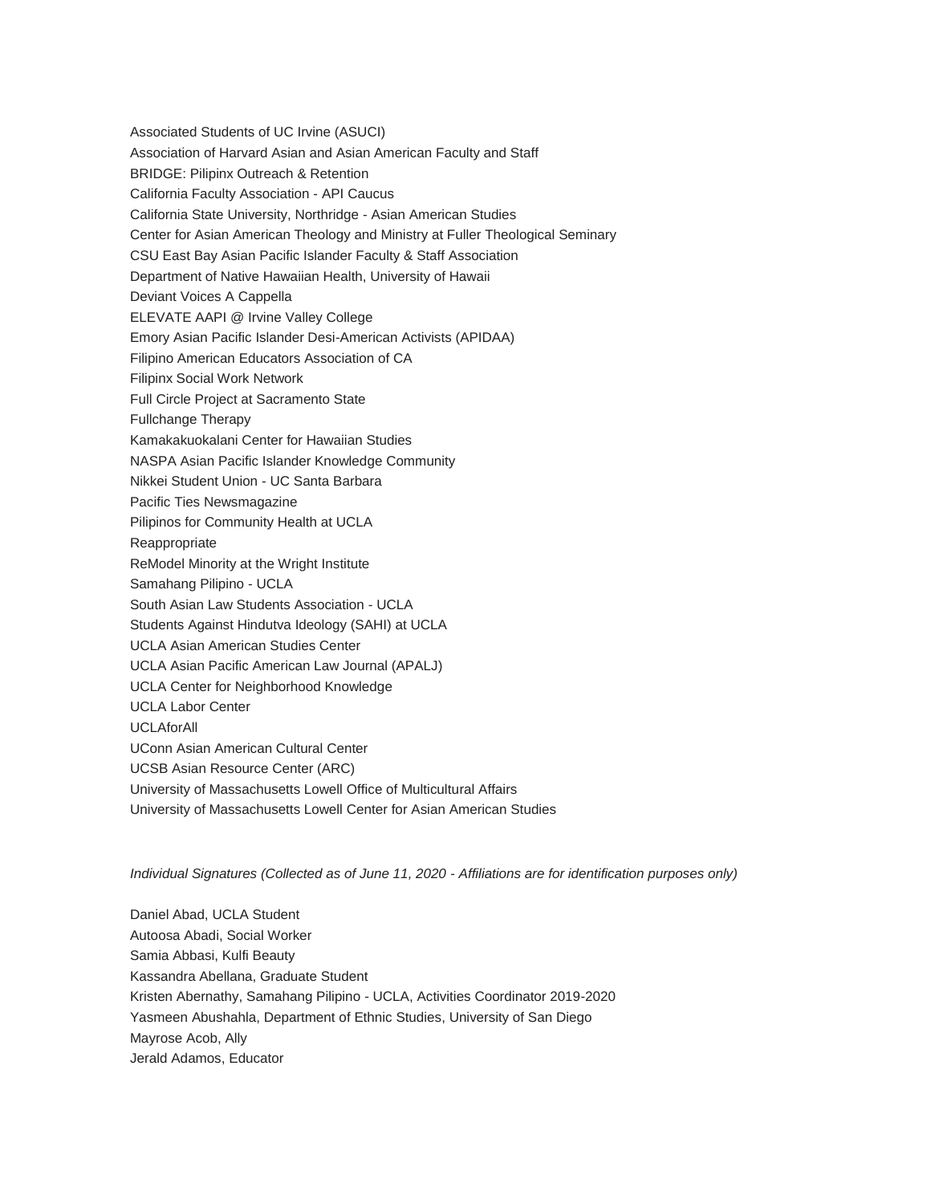Associated Students of UC Irvine (ASUCI)
Association of Harvard Asian and Asian American Faculty and Staff
BRIDGE: Pilipinx Outreach & Retention
California Faculty Association - API Caucus
California State University, Northridge - Asian American Studies
Center for Asian American Theology and Ministry at Fuller Theological Seminary
CSU East Bay Asian Pacific Islander Faculty & Staff Association
Department of Native Hawaiian Health, University of Hawaii
Deviant Voices A Cappella
ELEVATE AAPI @ Irvine Valley College
Emory Asian Pacific Islander Desi-American Activists (APIDAA)
Filipino American Educators Association of CA
Filipinx Social Work Network
Full Circle Project at Sacramento State
Fullchange Therapy
Kamakakuokalani Center for Hawaiian Studies
NASPA Asian Pacific Islander Knowledge Community
Nikkei Student Union - UC Santa Barbara
Pacific Ties Newsmagazine
Pilipinos for Community Health at UCLA
Reappropriate
ReModel Minority at the Wright Institute
Samahang Pilipino - UCLA
South Asian Law Students Association - UCLA
Students Against Hindutva Ideology (SAHI) at UCLA
UCLA Asian American Studies Center
UCLA Asian Pacific American Law Journal (APALJ)
UCLA Center for Neighborhood Knowledge
UCLA Labor Center
UCLAforAll
UConn Asian American Cultural Center
UCSB Asian Resource Center (ARC)
University of Massachusetts Lowell Office of Multicultural Affairs
University of Massachusetts Lowell Center for Asian American Studies

*Individual Signatures (Collected as of June 11, 2020 - Affiliations are for identification purposes only)*

Daniel Abad, UCLA Student
Autoosa Abadi, Social Worker
Samia Abbasi, Kulfi Beauty
Kassandra Abellana, Graduate Student
Kristen Abernathy, Samahang Pilipino - UCLA, Activities Coordinator 2019-2020
Yasmeen Abushahla, Department of Ethnic Studies, University of San Diego
Mayrose Acob, Ally
Jerald Adamos, Educator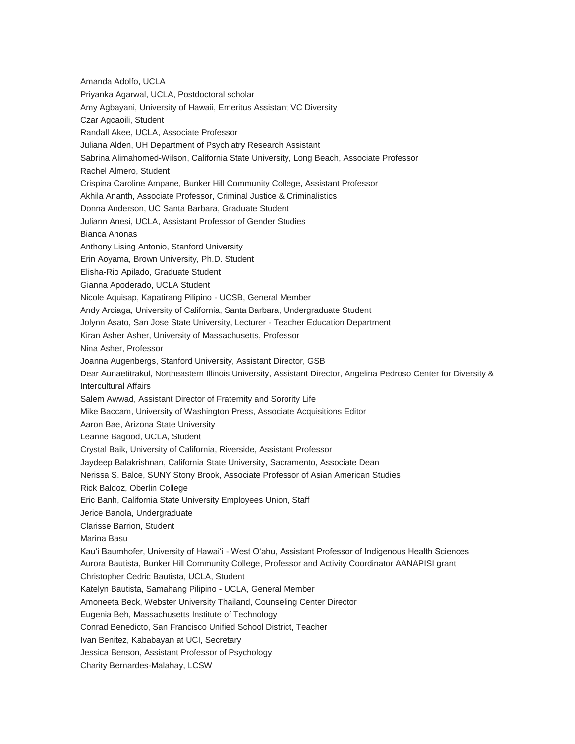Amanda Adolfo, UCLA

Priyanka Agarwal, UCLA, Postdoctoral scholar

Amy Agbayani, University of Hawaii, Emeritus Assistant VC Diversity

Czar Agcaoili, Student

Randall Akee, UCLA, Associate Professor

Juliana Alden, UH Department of Psychiatry Research Assistant

Sabrina Alimahomed-Wilson, California State University, Long Beach, Associate Professor

Rachel Almero, Student

Crispina Caroline Ampane, Bunker Hill Community College, Assistant Professor

Akhila Ananth, Associate Professor, Criminal Justice & Criminalistics

Donna Anderson, UC Santa Barbara, Graduate Student

Juliann Anesi, UCLA, Assistant Professor of Gender Studies

Bianca Anonas

Anthony Lising Antonio, Stanford University

Erin Aoyama, Brown University, Ph.D. Student

Elisha-Rio Apilado, Graduate Student

Gianna Apoderado, UCLA Student

Nicole Aquisap, Kapatirang Pilipino - UCSB, General Member

Andy Arciaga, University of California, Santa Barbara, Undergraduate Student

Jolynn Asato, San Jose State University, Lecturer - Teacher Education Department

Kiran Asher Asher, University of Massachusetts, Professor

Nina Asher, Professor

Joanna Augenbergs, Stanford University, Assistant Director, GSB

Dear Aunaetitrakul, Northeastern Illinois University, Assistant Director, Angelina Pedroso Center for Diversity & Intercultural Affairs

Salem Awwad, Assistant Director of Fraternity and Sorority Life

Mike Baccam, University of Washington Press, Associate Acquisitions Editor

Aaron Bae, Arizona State University

Leanne Bagood, UCLA, Student

Crystal Baik, University of California, Riverside, Assistant Professor

Jaydeep Balakrishnan, California State University, Sacramento, Associate Dean

Nerissa S. Balce, SUNY Stony Brook, Associate Professor of Asian American Studies

Rick Baldoz, Oberlin College

Eric Banh, California State University Employees Union, Staff

Jerice Banola, Undergraduate

Clarisse Barrion, Student

Marina Basu

Kau'i Baumhofer, University of Hawai'i - West O'ahu, Assistant Professor of Indigenous Health Sciences

Aurora Bautista, Bunker Hill Community College, Professor and Activity Coordinator AANAPISI grant

Christopher Cedric Bautista, UCLA, Student

Katelyn Bautista, Samahang Pilipino - UCLA, General Member

Amoneeta Beck, Webster University Thailand, Counseling Center Director

Eugenia Beh, Massachusetts Institute of Technology

Conrad Benedicto, San Francisco Unified School District, Teacher

Ivan Benitez, Kababayan at UCI, Secretary

Jessica Benson, Assistant Professor of Psychology

Charity Bernardes-Malahay, LCSW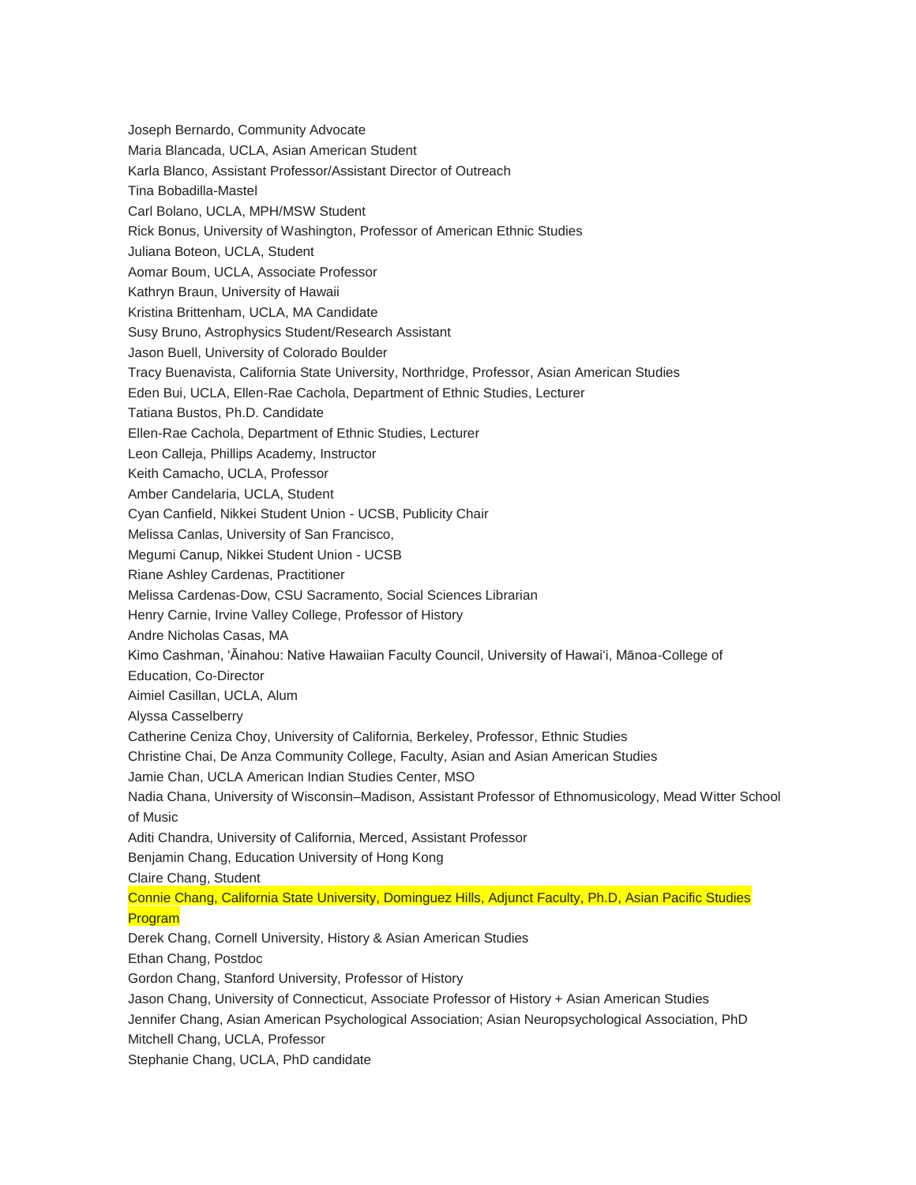Joseph Bernardo, Community Advocate

Maria Blancada, UCLA, Asian American Student

Karla Blanco, Assistant Professor/Assistant Director of Outreach

Tina Bobadilla-Mastel

Carl Bolano, UCLA, MPH/MSW Student

Rick Bonus, University of Washington, Professor of American Ethnic Studies

Juliana Boteon, UCLA, Student

Aomar Boum, UCLA, Associate Professor

Kathryn Braun, University of Hawaii

Kristina Brittenham, UCLA, MA Candidate

Susy Bruno, Astrophysics Student/Research Assistant

Jason Buell, University of Colorado Boulder

Tracy Buenavista, California State University, Northridge, Professor, Asian American Studies

Eden Bui, UCLA, Ellen-Rae Cachola, Department of Ethnic Studies, Lecturer

Tatiana Bustos, Ph.D. Candidate

Ellen-Rae Cachola, Department of Ethnic Studies, Lecturer

Leon Calleja, Phillips Academy, Instructor

Keith Camacho, UCLA, Professor

Amber Candelaria, UCLA, Student

Cyan Canfield, Nikkei Student Union - UCSB, Publicity Chair

Melissa Canlas, University of San Francisco,

Megumi Canup, Nikkei Student Union - UCSB

Riane Ashley Cardenas, Practitioner

Melissa Cardenas-Dow, CSU Sacramento, Social Sciences Librarian

Henry Carnie, Irvine Valley College, Professor of History

Andre Nicholas Casas, MA

Kimo Cashman, ʻĀinahou: Native Hawaiian Faculty Council, University of Hawaiʻi, Mānoa-College of Education, Co-Director

Aimiel Casillan, UCLA, Alum

Alyssa Casselberry

Catherine Ceniza Choy, University of California, Berkeley, Professor, Ethnic Studies

Christine Chai, De Anza Community College, Faculty, Asian and Asian American Studies

Jamie Chan, UCLA American Indian Studies Center, MSO

Nadia Chana, University of Wisconsin–Madison, Assistant Professor of Ethnomusicology, Mead Witter School of Music

Aditi Chandra, University of California, Merced, Assistant Professor

Benjamin Chang, Education University of Hong Kong

Claire Chang, Student

Connie Chang, California State University, Dominguez Hills, Adjunct Faculty, Ph.D, Asian Pacific Studies Program

Derek Chang, Cornell University, History & Asian American Studies

Ethan Chang, Postdoc

Gordon Chang, Stanford University, Professor of History

Jason Chang, University of Connecticut, Associate Professor of History + Asian American Studies

Jennifer Chang, Asian American Psychological Association; Asian Neuropsychological Association, PhD

Mitchell Chang, UCLA, Professor

Stephanie Chang, UCLA, PhD candidate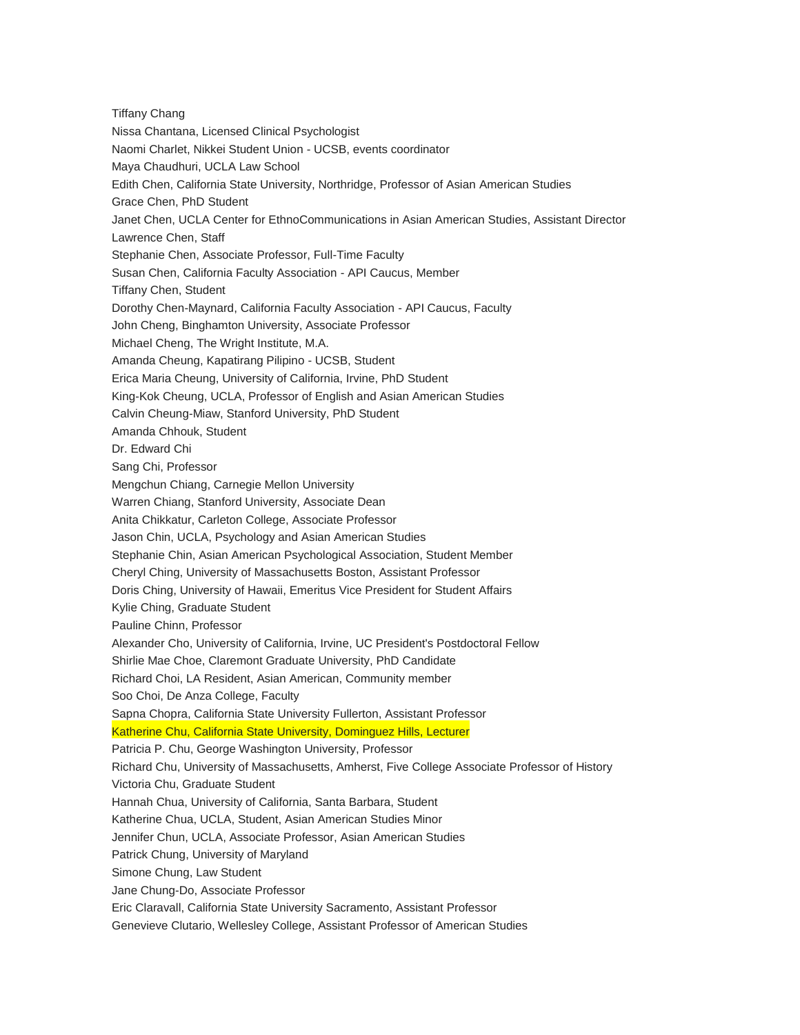Tiffany Chang

Nissa Chantana, Licensed Clinical Psychologist

Naomi Charlet, Nikkei Student Union - UCSB, events coordinator

Maya Chaudhuri, UCLA Law School

Edith Chen, California State University, Northridge, Professor of Asian American Studies

Grace Chen, PhD Student

Janet Chen, UCLA Center for EthnoCommunications in Asian American Studies, Assistant Director

Lawrence Chen, Staff

Stephanie Chen, Associate Professor, Full-Time Faculty

Susan Chen, California Faculty Association - API Caucus, Member

Tiffany Chen, Student

Dorothy Chen-Maynard, California Faculty Association - API Caucus, Faculty

John Cheng, Binghamton University, Associate Professor

Michael Cheng, The Wright Institute, M.A.

Amanda Cheung, Kapatirang Pilipino - UCSB, Student

Erica Maria Cheung, University of California, Irvine, PhD Student

King-Kok Cheung, UCLA, Professor of English and Asian American Studies

Calvin Cheung-Miaw, Stanford University, PhD Student

Amanda Chhouk, Student

Dr. Edward Chi

Sang Chi, Professor

Mengchun Chiang, Carnegie Mellon University

Warren Chiang, Stanford University, Associate Dean

Anita Chikkatur, Carleton College, Associate Professor

Jason Chin, UCLA, Psychology and Asian American Studies

Stephanie Chin, Asian American Psychological Association, Student Member

Cheryl Ching, University of Massachusetts Boston, Assistant Professor

Doris Ching, University of Hawaii, Emeritus Vice President for Student Affairs

Kylie Ching, Graduate Student

Pauline Chinn, Professor

Alexander Cho, University of California, Irvine, UC President's Postdoctoral Fellow

Shirlie Mae Choe, Claremont Graduate University, PhD Candidate

Richard Choi, LA Resident, Asian American, Community member

Soo Choi, De Anza College, Faculty

Sapna Chopra, California State University Fullerton, Assistant Professor

Katherine Chu, California State University, Dominguez Hills, Lecturer

Patricia P. Chu, George Washington University, Professor

Richard Chu, University of Massachusetts, Amherst, Five College Associate Professor of History

Victoria Chu, Graduate Student

Hannah Chua, University of California, Santa Barbara, Student

Katherine Chua, UCLA, Student, Asian American Studies Minor

Jennifer Chun, UCLA, Associate Professor, Asian American Studies

Patrick Chung, University of Maryland

Simone Chung, Law Student

Jane Chung-Do, Associate Professor

Eric Claravall, California State University Sacramento, Assistant Professor

Genevieve Clutario, Wellesley College, Assistant Professor of American Studies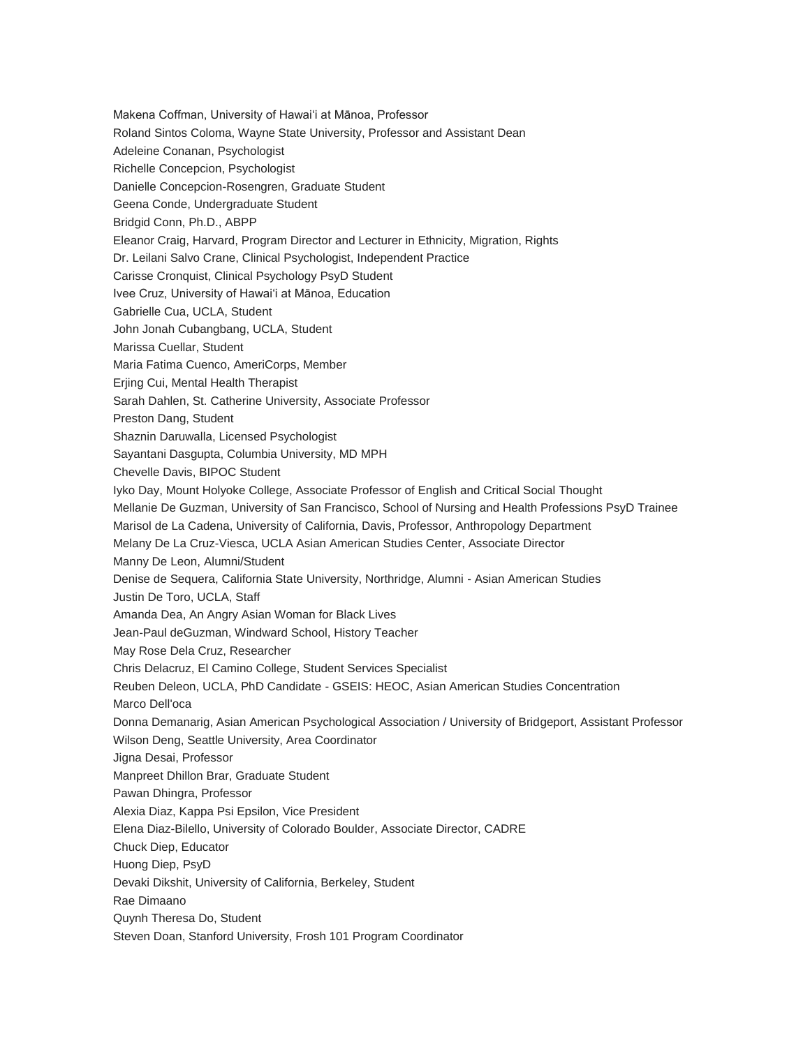Makena Coffman, University of Hawaiʻi at Mānoa, Professor

Roland Sintos Coloma, Wayne State University, Professor and Assistant Dean

Adeleine Conanan, Psychologist

Richelle Concepcion, Psychologist

Danielle Concepcion-Rosengren, Graduate Student

Geena Conde, Undergraduate Student

Bridgid Conn, Ph.D., ABPP

Eleanor Craig, Harvard, Program Director and Lecturer in Ethnicity, Migration, Rights

Dr. Leilani Salvo Crane, Clinical Psychologist, Independent Practice

Carisse Cronquist, Clinical Psychology PsyD Student

Ivee Cruz, University of Hawaiʻi at Mānoa, Education

Gabrielle Cua, UCLA, Student

John Jonah Cubangbang, UCLA, Student

Marissa Cuellar, Student

Maria Fatima Cuenco, AmeriCorps, Member

Erjing Cui, Mental Health Therapist

Sarah Dahlen, St. Catherine University, Associate Professor

Preston Dang, Student

Shaznin Daruwalla, Licensed Psychologist

Sayantani Dasgupta, Columbia University, MD MPH

Chevelle Davis, BIPOC Student

Iyko Day, Mount Holyoke College, Associate Professor of English and Critical Social Thought

Mellanie De Guzman, University of San Francisco, School of Nursing and Health Professions PsyD Trainee

Marisol de La Cadena, University of California, Davis, Professor, Anthropology Department

Melany De La Cruz-Viesca, UCLA Asian American Studies Center, Associate Director

Manny De Leon, Alumni/Student

Denise de Sequera, California State University, Northridge, Alumni - Asian American Studies

Justin De Toro, UCLA, Staff

Amanda Dea, An Angry Asian Woman for Black Lives

Jean-Paul deGuzman, Windward School, History Teacher

May Rose Dela Cruz, Researcher

Chris Delacruz, El Camino College, Student Services Specialist

Reuben Deleon, UCLA, PhD Candidate - GSEIS: HEOC, Asian American Studies Concentration

Marco Dell'oca

Donna Demanarig, Asian American Psychological Association / University of Bridgeport, Assistant Professor

Wilson Deng, Seattle University, Area Coordinator

Jigna Desai, Professor

Manpreet Dhillon Brar, Graduate Student

Pawan Dhingra, Professor

Alexia Diaz, Kappa Psi Epsilon, Vice President

Elena Diaz-Bilello, University of Colorado Boulder, Associate Director, CADRE

Chuck Diep, Educator

Huong Diep, PsyD

Devaki Dikshit, University of California, Berkeley, Student

Rae Dimaano

Quynh Theresa Do, Student

Steven Doan, Stanford University, Frosh 101 Program Coordinator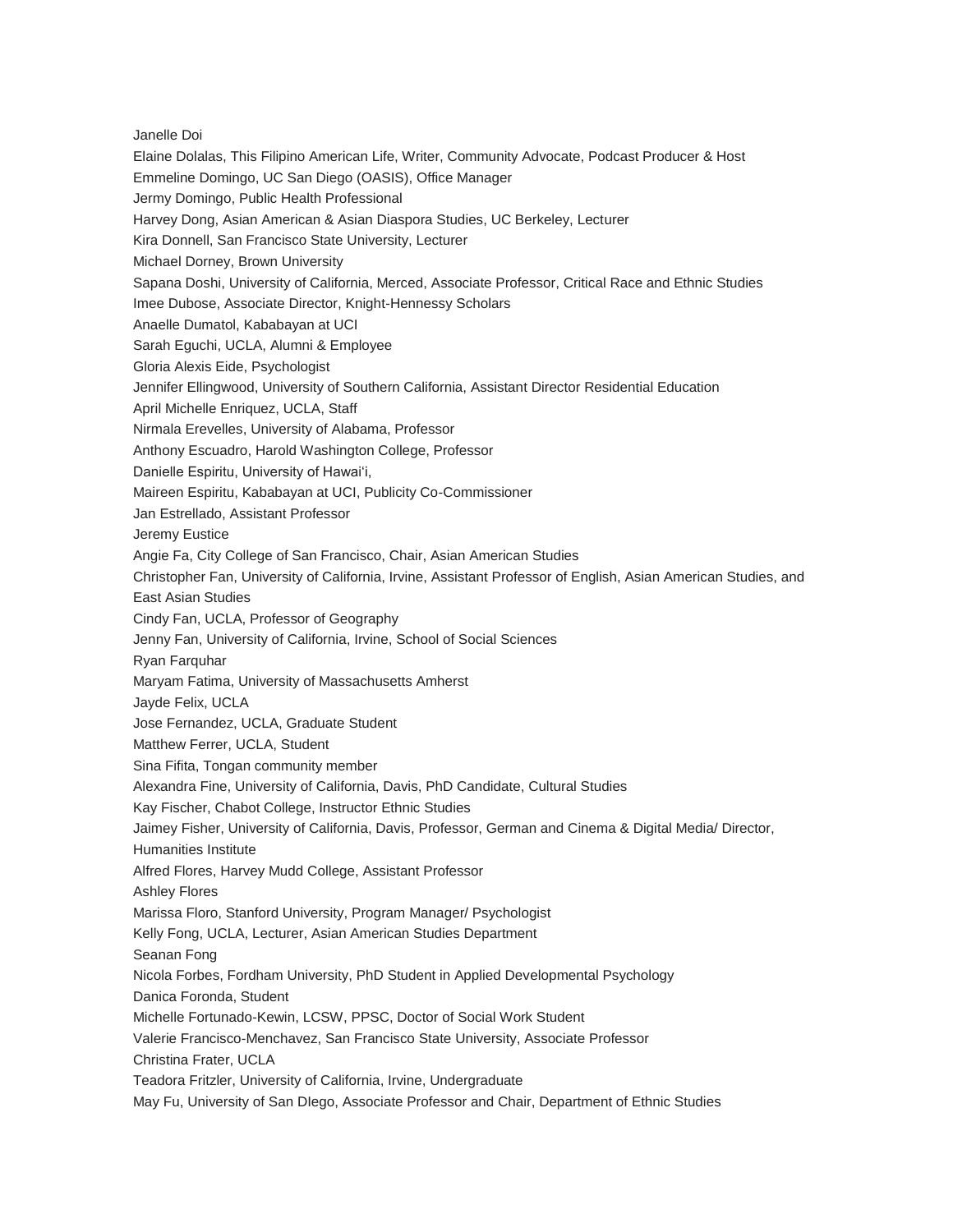Janelle Doi

Elaine Dolalas, This Filipino American Life, Writer, Community Advocate, Podcast Producer & Host

Emmeline Domingo, UC San Diego (OASIS), Office Manager

Jermy Domingo, Public Health Professional

Harvey Dong, Asian American & Asian Diaspora Studies, UC Berkeley, Lecturer

Kira Donnell, San Francisco State University, Lecturer

Michael Dorney, Brown University

Sapana Doshi, University of California, Merced, Associate Professor, Critical Race and Ethnic Studies

Imee Dubose, Associate Director, Knight-Hennessy Scholars

Anaelle Dumatol, Kababayan at UCI

Sarah Eguchi, UCLA, Alumni & Employee

Gloria Alexis Eide, Psychologist

Jennifer Ellingwood, University of Southern California, Assistant Director Residential Education

April Michelle Enriquez, UCLA, Staff

Nirmala Erevelles, University of Alabama, Professor

Anthony Escuadro, Harold Washington College, Professor

Danielle Espiritu, University of Hawaiʻi,

Maireen Espiritu, Kababayan at UCI, Publicity Co-Commissioner

Jan Estrellado, Assistant Professor

Jeremy Eustice

Angie Fa, City College of San Francisco, Chair, Asian American Studies

Christopher Fan, University of California, Irvine, Assistant Professor of English, Asian American Studies, and East Asian Studies

Cindy Fan, UCLA, Professor of Geography

Jenny Fan, University of California, Irvine, School of Social Sciences

Ryan Farquhar

Maryam Fatima, University of Massachusetts Amherst

Jayde Felix, UCLA

Jose Fernandez, UCLA, Graduate Student

Matthew Ferrer, UCLA, Student

Sina Fifita, Tongan community member

Alexandra Fine, University of California, Davis, PhD Candidate, Cultural Studies

Kay Fischer, Chabot College, Instructor Ethnic Studies

Jaimey Fisher, University of California, Davis, Professor, German and Cinema & Digital Media/ Director, Humanities Institute

Alfred Flores, Harvey Mudd College, Assistant Professor

Ashley Flores

Marissa Floro, Stanford University, Program Manager/ Psychologist

Kelly Fong, UCLA, Lecturer, Asian American Studies Department

Seanan Fong

Nicola Forbes, Fordham University, PhD Student in Applied Developmental Psychology

Danica Foronda, Student

Michelle Fortunado-Kewin, LCSW, PPSC, Doctor of Social Work Student

Valerie Francisco-Menchavez, San Francisco State University, Associate Professor

Christina Frater, UCLA

Teadora Fritzler, University of California, Irvine, Undergraduate

May Fu, University of San DIego, Associate Professor and Chair, Department of Ethnic Studies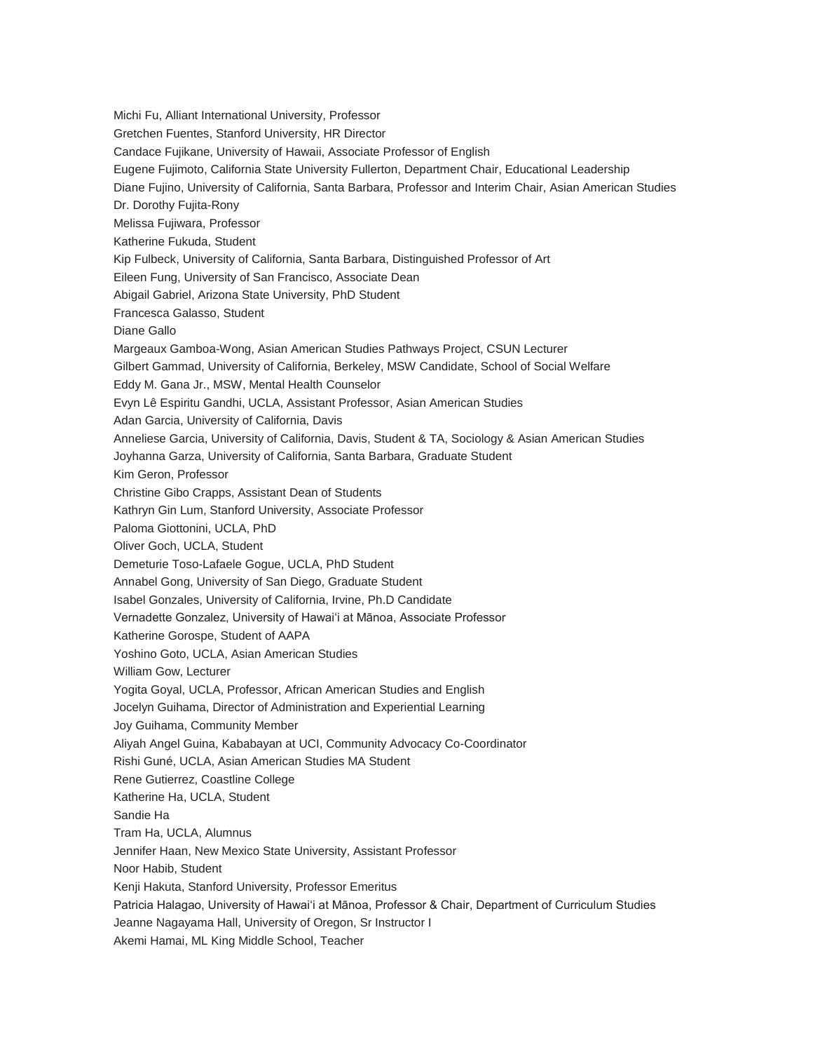Michi Fu, Alliant International University, Professor

Gretchen Fuentes, Stanford University, HR Director

Candace Fujikane, University of Hawaii, Associate Professor of English

Eugene Fujimoto, California State University Fullerton, Department Chair, Educational Leadership

Diane Fujino, University of California, Santa Barbara, Professor and Interim Chair, Asian American Studies

Dr. Dorothy Fujita-Rony

Melissa Fujiwara, Professor

Katherine Fukuda, Student

Kip Fulbeck, University of California, Santa Barbara, Distinguished Professor of Art

Eileen Fung, University of San Francisco, Associate Dean

Abigail Gabriel, Arizona State University, PhD Student

Francesca Galasso, Student

Diane Gallo

Margeaux Gamboa-Wong, Asian American Studies Pathways Project, CSUN Lecturer

Gilbert Gammad, University of California, Berkeley, MSW Candidate, School of Social Welfare

Eddy M. Gana Jr., MSW, Mental Health Counselor

Evyn Lê Espiritu Gandhi, UCLA, Assistant Professor, Asian American Studies

Adan Garcia, University of California, Davis

Anneliese Garcia, University of California, Davis, Student & TA, Sociology & Asian American Studies

Joyhanna Garza, University of California, Santa Barbara, Graduate Student

Kim Geron, Professor

Christine Gibo Crapps, Assistant Dean of Students

Kathryn Gin Lum, Stanford University, Associate Professor

Paloma Giottonini, UCLA, PhD

Oliver Goch, UCLA, Student

Demeturie Toso-Lafaele Gogue, UCLA, PhD Student

Annabel Gong, University of San Diego, Graduate Student

Isabel Gonzales, University of California, Irvine, Ph.D Candidate

Vernadette Gonzalez, University of Hawaiʻi at Mānoa, Associate Professor

Katherine Gorospe, Student of AAPA

Yoshino Goto, UCLA, Asian American Studies

William Gow, Lecturer

Yogita Goyal, UCLA, Professor, African American Studies and English

Jocelyn Guihama, Director of Administration and Experiential Learning

Joy Guihama, Community Member

Aliyah Angel Guina, Kababayan at UCI, Community Advocacy Co-Coordinator

Rishi Guné, UCLA, Asian American Studies MA Student

Rene Gutierrez, Coastline College

Katherine Ha, UCLA, Student

Sandie Ha

Tram Ha, UCLA, Alumnus

Jennifer Haan, New Mexico State University, Assistant Professor

Noor Habib, Student

Kenji Hakuta, Stanford University, Professor Emeritus

Patricia Halagao, University of Hawaiʻi at Mānoa, Professor & Chair, Department of Curriculum Studies

Jeanne Nagayama Hall, University of Oregon, Sr Instructor I

Akemi Hamai, ML King Middle School, Teacher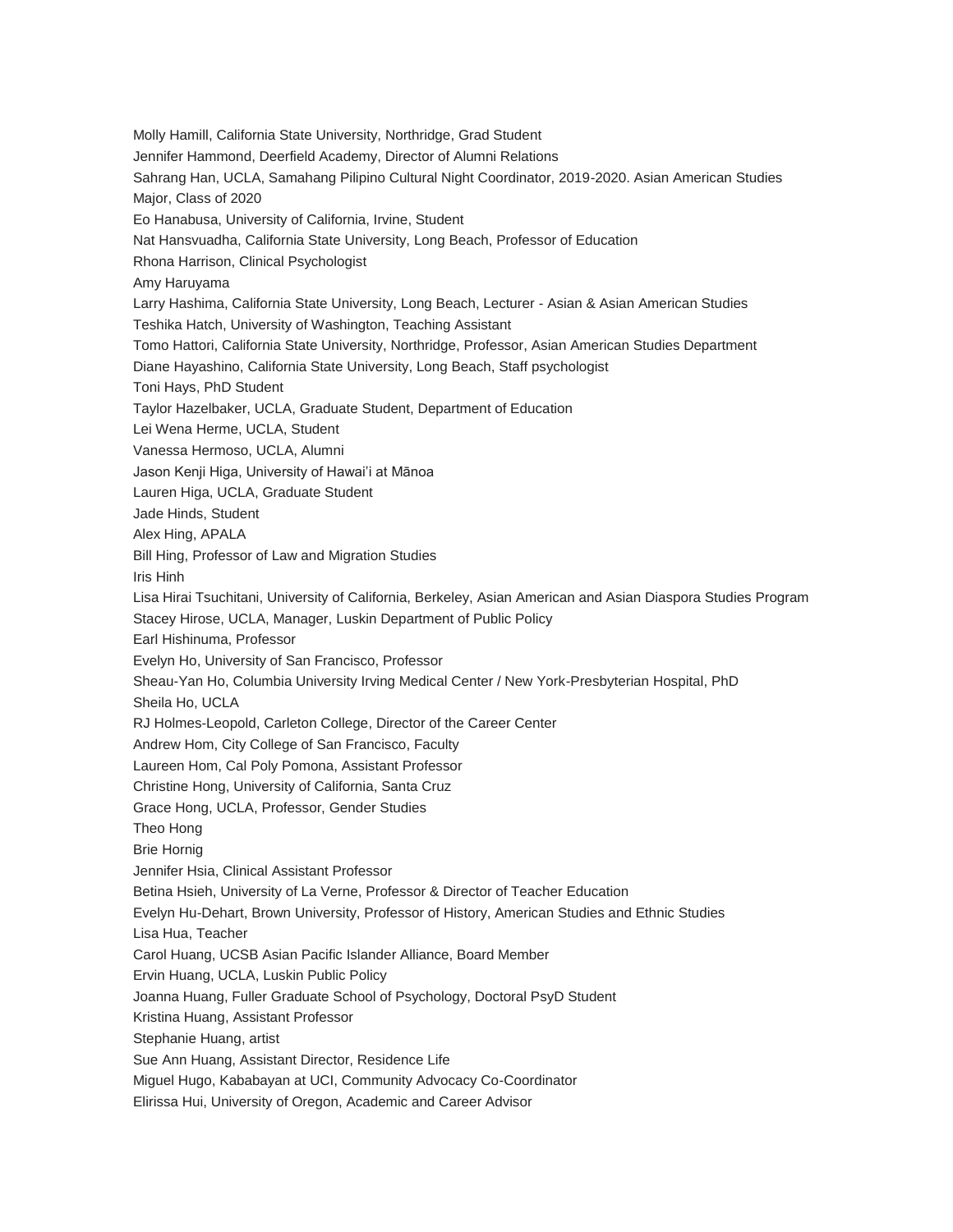Molly Hamill, California State University, Northridge, Grad Student
Jennifer Hammond, Deerfield Academy, Director of Alumni Relations
Sahrang Han, UCLA, Samahang Pilipino Cultural Night Coordinator, 2019-2020. Asian American Studies Major, Class of 2020
Eo Hanabusa, University of California, Irvine, Student
Nat Hansvuadha, California State University, Long Beach, Professor of Education
Rhona Harrison, Clinical Psychologist
Amy Haruyama
Larry Hashima, California State University, Long Beach, Lecturer - Asian & Asian American Studies
Teshika Hatch, University of Washington, Teaching Assistant
Tomo Hattori, California State University, Northridge, Professor, Asian American Studies Department
Diane Hayashino, California State University, Long Beach, Staff psychologist
Toni Hays, PhD Student
Taylor Hazelbaker, UCLA, Graduate Student, Department of Education
Lei Wena Herme, UCLA, Student
Vanessa Hermoso, UCLA, Alumni
Jason Kenji Higa, University of Hawai'i at Mānoa
Lauren Higa, UCLA, Graduate Student
Jade Hinds, Student
Alex Hing, APALA
Bill Hing, Professor of Law and Migration Studies
Iris Hinh
Lisa Hirai Tsuchitani, University of California, Berkeley, Asian American and Asian Diaspora Studies Program
Stacey Hirose, UCLA, Manager, Luskin Department of Public Policy
Earl Hishinuma, Professor
Evelyn Ho, University of San Francisco, Professor
Sheau-Yan Ho, Columbia University Irving Medical Center / New York-Presbyterian Hospital, PhD
Sheila Ho, UCLA
RJ Holmes-Leopold, Carleton College, Director of the Career Center
Andrew Hom, City College of San Francisco, Faculty
Laureen Hom, Cal Poly Pomona, Assistant Professor
Christine Hong, University of California, Santa Cruz
Grace Hong, UCLA, Professor, Gender Studies
Theo Hong
Brie Hornig
Jennifer Hsia, Clinical Assistant Professor
Betina Hsieh, University of La Verne, Professor & Director of Teacher Education
Evelyn Hu-Dehart, Brown University, Professor of History, American Studies and Ethnic Studies
Lisa Hua, Teacher
Carol Huang, UCSB Asian Pacific Islander Alliance, Board Member
Ervin Huang, UCLA, Luskin Public Policy
Joanna Huang, Fuller Graduate School of Psychology, Doctoral PsyD Student
Kristina Huang, Assistant Professor
Stephanie Huang, artist
Sue Ann Huang, Assistant Director, Residence Life
Miguel Hugo, Kababayan at UCI, Community Advocacy Co-Coordinator
Elirissa Hui, University of Oregon, Academic and Career Advisor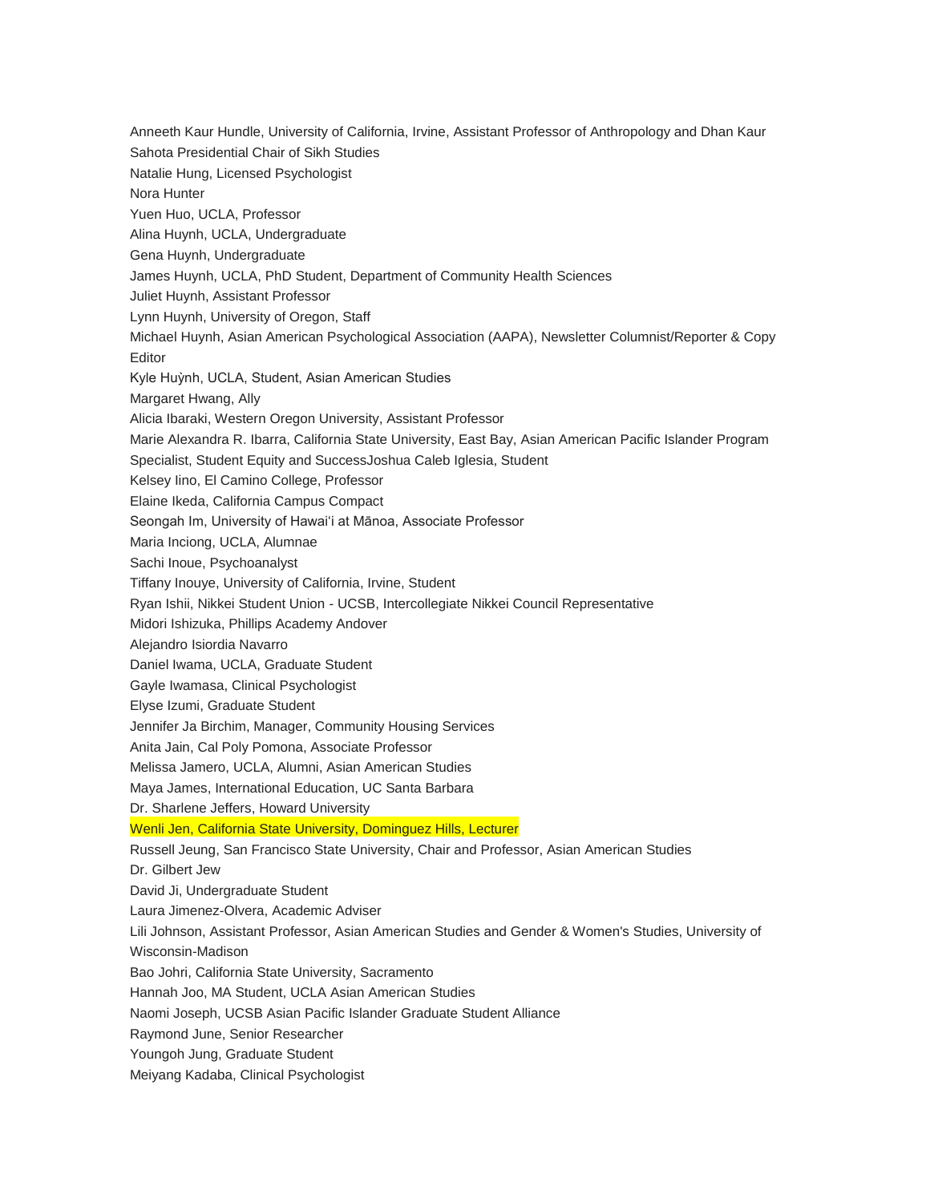Anneeth Kaur Hundle, University of California, Irvine, Assistant Professor of Anthropology and Dhan Kaur Sahota Presidential Chair of Sikh Studies

Natalie Hung, Licensed Psychologist

Nora Hunter

Yuen Huo, UCLA, Professor

Alina Huynh, UCLA, Undergraduate

Gena Huynh, Undergraduate

James Huynh, UCLA, PhD Student, Department of Community Health Sciences

Juliet Huynh, Assistant Professor

Lynn Huynh, University of Oregon, Staff

Michael Huynh, Asian American Psychological Association (AAPA), Newsletter Columnist/Reporter & Copy Editor

Kyle Huỳnh, UCLA, Student, Asian American Studies

Margaret Hwang, Ally

Alicia Ibaraki, Western Oregon University, Assistant Professor

Marie Alexandra R. Ibarra, California State University, East Bay, Asian American Pacific Islander Program Specialist, Student Equity and SuccessJoshua Caleb Iglesia, Student

Kelsey Iino, El Camino College, Professor

Elaine Ikeda, California Campus Compact

Seongah Im, University of Hawaiʻi at Mānoa, Associate Professor

Maria Inciong, UCLA, Alumnae

Sachi Inoue, Psychoanalyst

Tiffany Inouye, University of California, Irvine, Student

Ryan Ishii, Nikkei Student Union - UCSB, Intercollegiate Nikkei Council Representative

Midori Ishizuka, Phillips Academy Andover

Alejandro Isiordia Navarro

Daniel Iwama, UCLA, Graduate Student

Gayle Iwamasa, Clinical Psychologist

Elyse Izumi, Graduate Student

Jennifer Ja Birchim, Manager, Community Housing Services

Anita Jain, Cal Poly Pomona, Associate Professor

Melissa Jamero, UCLA, Alumni, Asian American Studies

Maya James, International Education, UC Santa Barbara

Dr. Sharlene Jeffers, Howard University

Wenli Jen, California State University, Dominguez Hills, Lecturer

Russell Jeung, San Francisco State University, Chair and Professor, Asian American Studies

Dr. Gilbert Jew

David Ji, Undergraduate Student

Laura Jimenez-Olvera, Academic Adviser

Lili Johnson, Assistant Professor, Asian American Studies and Gender & Women's Studies, University of Wisconsin-Madison

Bao Johri, California State University, Sacramento

Hannah Joo, MA Student, UCLA Asian American Studies

Naomi Joseph, UCSB Asian Pacific Islander Graduate Student Alliance

Raymond June, Senior Researcher

Youngoh Jung, Graduate Student

Meiyang Kadaba, Clinical Psychologist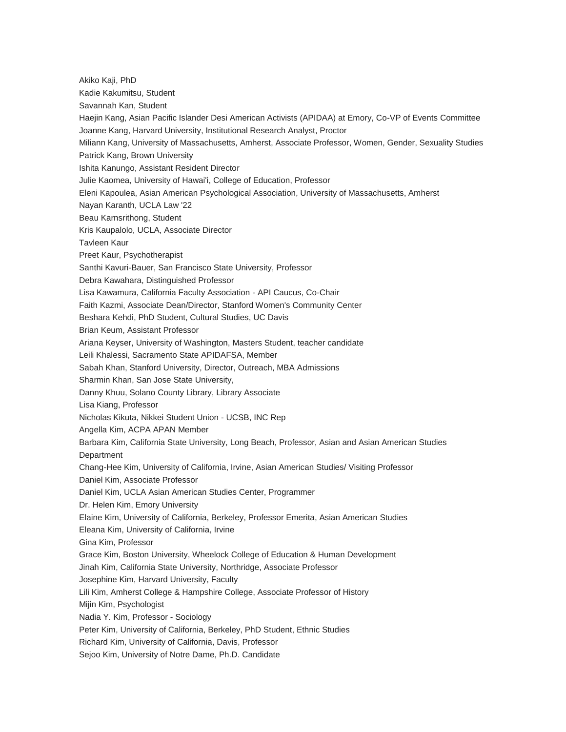Akiko Kaji, PhD

Kadie Kakumitsu, Student

Savannah Kan, Student

Haejin Kang, Asian Pacific Islander Desi American Activists (APIDAA) at Emory, Co-VP of Events Committee

Joanne Kang, Harvard University, Institutional Research Analyst, Proctor

Miliann Kang, University of Massachusetts, Amherst, Associate Professor, Women, Gender, Sexuality Studies

Patrick Kang, Brown University

Ishita Kanungo, Assistant Resident Director

Julie Kaomea, University of Hawai'i, College of Education, Professor

Eleni Kapoulea, Asian American Psychological Association, University of Massachusetts, Amherst

Nayan Karanth, UCLA Law '22

Beau Karnsrithong, Student

Kris Kaupalolo, UCLA, Associate Director

Tavleen Kaur

Preet Kaur, Psychotherapist

Santhi Kavuri-Bauer, San Francisco State University, Professor

Debra Kawahara, Distinguished Professor

Lisa Kawamura, California Faculty Association - API Caucus, Co-Chair

Faith Kazmi, Associate Dean/Director, Stanford Women's Community Center

Beshara Kehdi, PhD Student, Cultural Studies, UC Davis

Brian Keum, Assistant Professor

Ariana Keyser, University of Washington, Masters Student, teacher candidate

Leili Khalessi, Sacramento State APIDAFSA, Member

Sabah Khan, Stanford University, Director, Outreach, MBA Admissions

Sharmin Khan, San Jose State University,

Danny Khuu, Solano County Library, Library Associate

Lisa Kiang, Professor

Nicholas Kikuta, Nikkei Student Union - UCSB, INC Rep

Angella Kim, ACPA APAN Member

Barbara Kim, California State University, Long Beach, Professor, Asian and Asian American Studies Department

Chang-Hee Kim, University of California, Irvine, Asian American Studies/ Visiting Professor

Daniel Kim, Associate Professor

Daniel Kim, UCLA Asian American Studies Center, Programmer

Dr. Helen Kim, Emory University

Elaine Kim, University of California, Berkeley, Professor Emerita, Asian American Studies

Eleana Kim, University of California, Irvine

Gina Kim, Professor

Grace Kim, Boston University, Wheelock College of Education & Human Development

Jinah Kim, California State University, Northridge, Associate Professor

Josephine Kim, Harvard University, Faculty

Lili Kim, Amherst College & Hampshire College, Associate Professor of History

Mijin Kim, Psychologist

Nadia Y. Kim, Professor - Sociology

Peter Kim, University of California, Berkeley, PhD Student, Ethnic Studies

Richard Kim, University of California, Davis, Professor

Sejoo Kim, University of Notre Dame, Ph.D. Candidate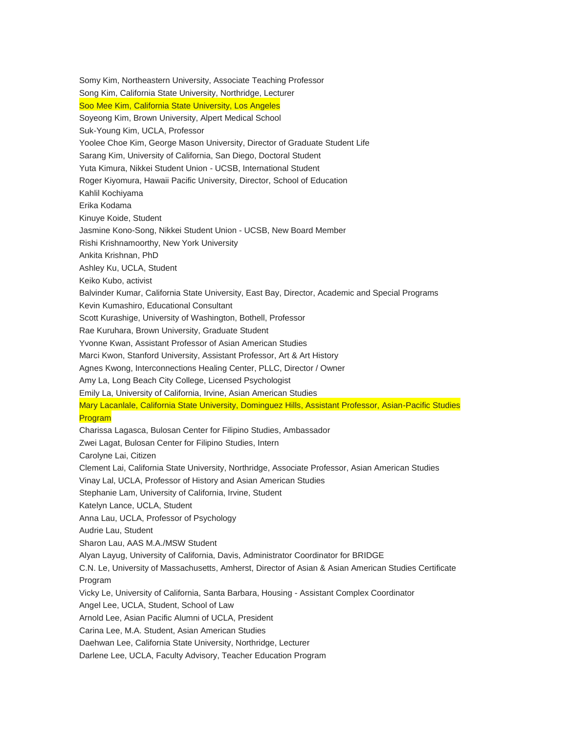Somy Kim, Northeastern University, Associate Teaching Professor
Song Kim, California State University, Northridge, Lecturer
Soo Mee Kim, California State University, Los Angeles
Soyeong Kim, Brown University, Alpert Medical School
Suk-Young Kim, UCLA, Professor
Yoolee Choe Kim, George Mason University, Director of Graduate Student Life
Sarang Kim, University of California, San Diego, Doctoral Student
Yuta Kimura, Nikkei Student Union - UCSB, International Student
Roger Kiyomura, Hawaii Pacific University, Director, School of Education
Kahlil Kochiyama
Erika Kodama
Kinuye Koide, Student
Jasmine Kono-Song, Nikkei Student Union - UCSB, New Board Member
Rishi Krishnamoorthy, New York University
Ankita Krishnan, PhD
Ashley Ku, UCLA, Student
Keiko Kubo, activist
Balvinder Kumar, California State University, East Bay, Director, Academic and Special Programs
Kevin Kumashiro, Educational Consultant
Scott Kurashige, University of Washington, Bothell, Professor
Rae Kuruhara, Brown University, Graduate Student
Yvonne Kwan, Assistant Professor of Asian American Studies
Marci Kwon, Stanford University, Assistant Professor, Art & Art History
Agnes Kwong, Interconnections Healing Center, PLLC, Director / Owner
Amy La, Long Beach City College, Licensed Psychologist
Emily La, University of California, Irvine, Asian American Studies
Mary Lacanlale, California State University, Dominguez Hills, Assistant Professor, Asian-Pacific Studies Program
Charissa Lagasca, Bulosan Center for Filipino Studies, Ambassador
Zwei Lagat, Bulosan Center for Filipino Studies, Intern
Carolyne Lai, Citizen
Clement Lai, California State University, Northridge, Associate Professor, Asian American Studies
Vinay Lal, UCLA, Professor of History and Asian American Studies
Stephanie Lam, University of California, Irvine, Student
Katelyn Lance, UCLA, Student
Anna Lau, UCLA, Professor of Psychology
Audrie Lau, Student
Sharon Lau, AAS M.A./MSW Student
Alyan Layug, University of California, Davis, Administrator Coordinator for BRIDGE
C.N. Le, University of Massachusetts, Amherst, Director of Asian & Asian American Studies Certificate Program
Vicky Le, University of California, Santa Barbara, Housing - Assistant Complex Coordinator
Angel Lee, UCLA, Student, School of Law
Arnold Lee, Asian Pacific Alumni of UCLA, President
Carina Lee, M.A. Student, Asian American Studies
Daehwan Lee, California State University, Northridge, Lecturer
Darlene Lee, UCLA, Faculty Advisory, Teacher Education Program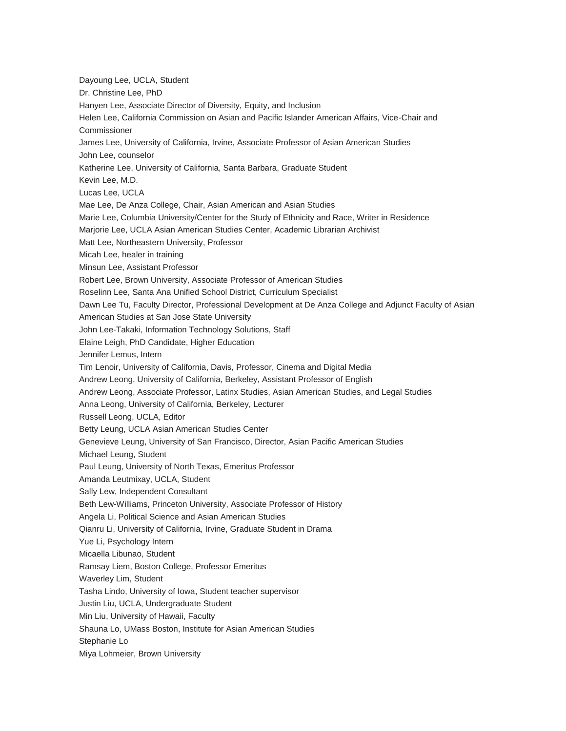Dayoung Lee, UCLA, Student

Dr. Christine Lee, PhD

Hanyen Lee, Associate Director of Diversity, Equity, and Inclusion

Helen Lee, California Commission on Asian and Pacific Islander American Affairs, Vice-Chair and Commissioner

James Lee, University of California, Irvine, Associate Professor of Asian American Studies

John Lee, counselor

Katherine Lee, University of California, Santa Barbara, Graduate Student

Kevin Lee, M.D.

Lucas Lee, UCLA

Mae Lee, De Anza College, Chair, Asian American and Asian Studies

Marie Lee, Columbia University/Center for the Study of Ethnicity and Race, Writer in Residence

Marjorie Lee, UCLA Asian American Studies Center, Academic Librarian Archivist

Matt Lee, Northeastern University, Professor

Micah Lee, healer in training

Minsun Lee, Assistant Professor

Robert Lee, Brown University, Associate Professor of American Studies

Roselinn Lee, Santa Ana Unified School District, Curriculum Specialist

Dawn Lee Tu, Faculty Director, Professional Development at De Anza College and Adjunct Faculty of Asian American Studies at San Jose State University

John Lee-Takaki, Information Technology Solutions, Staff

Elaine Leigh, PhD Candidate, Higher Education

Jennifer Lemus, Intern

Tim Lenoir, University of California, Davis, Professor, Cinema and Digital Media

Andrew Leong, University of California, Berkeley, Assistant Professor of English

Andrew Leong, Associate Professor, Latinx Studies, Asian American Studies, and Legal Studies

Anna Leong, University of California, Berkeley, Lecturer

Russell Leong, UCLA, Editor

Betty Leung, UCLA Asian American Studies Center

Genevieve Leung, University of San Francisco, Director, Asian Pacific American Studies

Michael Leung, Student

Paul Leung, University of North Texas, Emeritus Professor

Amanda Leutmixay, UCLA, Student

Sally Lew, Independent Consultant

Beth Lew-Williams, Princeton University, Associate Professor of History

Angela Li, Political Science and Asian American Studies

Qianru Li, University of California, Irvine, Graduate Student in Drama

Yue Li, Psychology Intern

Micaella Libunao, Student

Ramsay Liem, Boston College, Professor Emeritus

Waverley Lim, Student

Tasha Lindo, University of Iowa, Student teacher supervisor

Justin Liu, UCLA, Undergraduate Student

Min Liu, University of Hawaii, Faculty

Shauna Lo, UMass Boston, Institute for Asian American Studies

Stephanie Lo

Miya Lohmeier, Brown University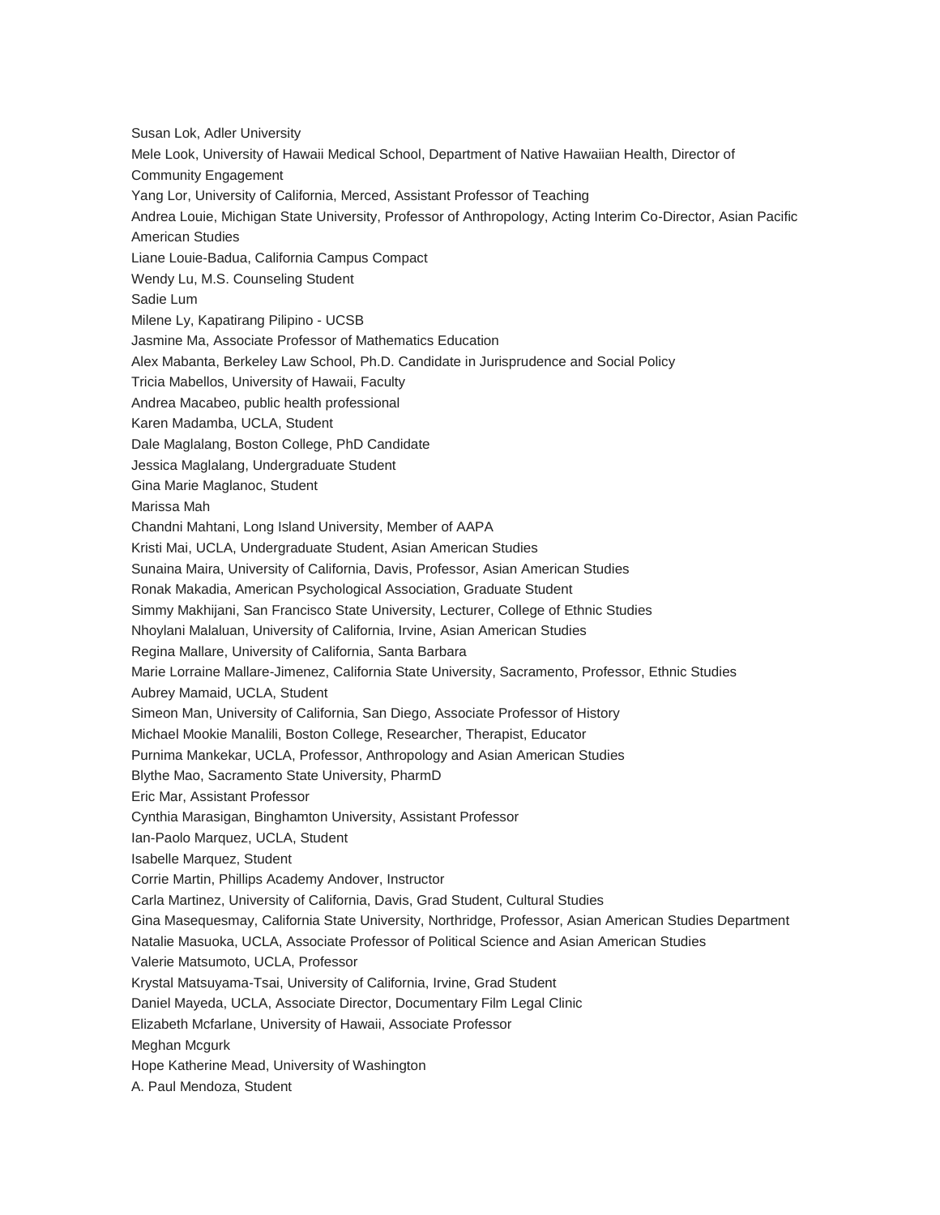Susan Lok, Adler University

Mele Look, University of Hawaii Medical School, Department of Native Hawaiian Health, Director of Community Engagement

Yang Lor, University of California, Merced, Assistant Professor of Teaching

Andrea Louie, Michigan State University, Professor of Anthropology, Acting Interim Co-Director, Asian Pacific American Studies

Liane Louie-Badua, California Campus Compact

Wendy Lu, M.S. Counseling Student

Sadie Lum

Milene Ly, Kapatirang Pilipino - UCSB

Jasmine Ma, Associate Professor of Mathematics Education

Alex Mabanta, Berkeley Law School, Ph.D. Candidate in Jurisprudence and Social Policy

Tricia Mabellos, University of Hawaii, Faculty

Andrea Macabeo, public health professional

Karen Madamba, UCLA, Student

Dale Maglalang, Boston College, PhD Candidate

Jessica Maglalang, Undergraduate Student

Gina Marie Maglanoc, Student

Marissa Mah

Chandni Mahtani, Long Island University, Member of AAPA

Kristi Mai, UCLA, Undergraduate Student, Asian American Studies

Sunaina Maira, University of California, Davis, Professor, Asian American Studies

Ronak Makadia, American Psychological Association, Graduate Student

Simmy Makhijani, San Francisco State University, Lecturer, College of Ethnic Studies

Nhoylani Malaluan, University of California, Irvine, Asian American Studies

Regina Mallare, University of California, Santa Barbara

Marie Lorraine Mallare-Jimenez, California State University, Sacramento, Professor, Ethnic Studies

Aubrey Mamaid, UCLA, Student

Simeon Man, University of California, San Diego, Associate Professor of History

Michael Mookie Manalili, Boston College, Researcher, Therapist, Educator

Purnima Mankekar, UCLA, Professor, Anthropology and Asian American Studies

Blythe Mao, Sacramento State University, PharmD

Eric Mar, Assistant Professor

Cynthia Marasigan, Binghamton University, Assistant Professor

Ian-Paolo Marquez, UCLA, Student

Isabelle Marquez, Student

Corrie Martin, Phillips Academy Andover, Instructor

Carla Martinez, University of California, Davis, Grad Student, Cultural Studies

Gina Masequesmay, California State University, Northridge, Professor, Asian American Studies Department

Natalie Masuoka, UCLA, Associate Professor of Political Science and Asian American Studies

Valerie Matsumoto, UCLA, Professor

Krystal Matsuyama-Tsai, University of California, Irvine, Grad Student

Daniel Mayeda, UCLA, Associate Director, Documentary Film Legal Clinic

Elizabeth Mcfarlane, University of Hawaii, Associate Professor

Meghan Mcgurk

Hope Katherine Mead, University of Washington

A. Paul Mendoza, Student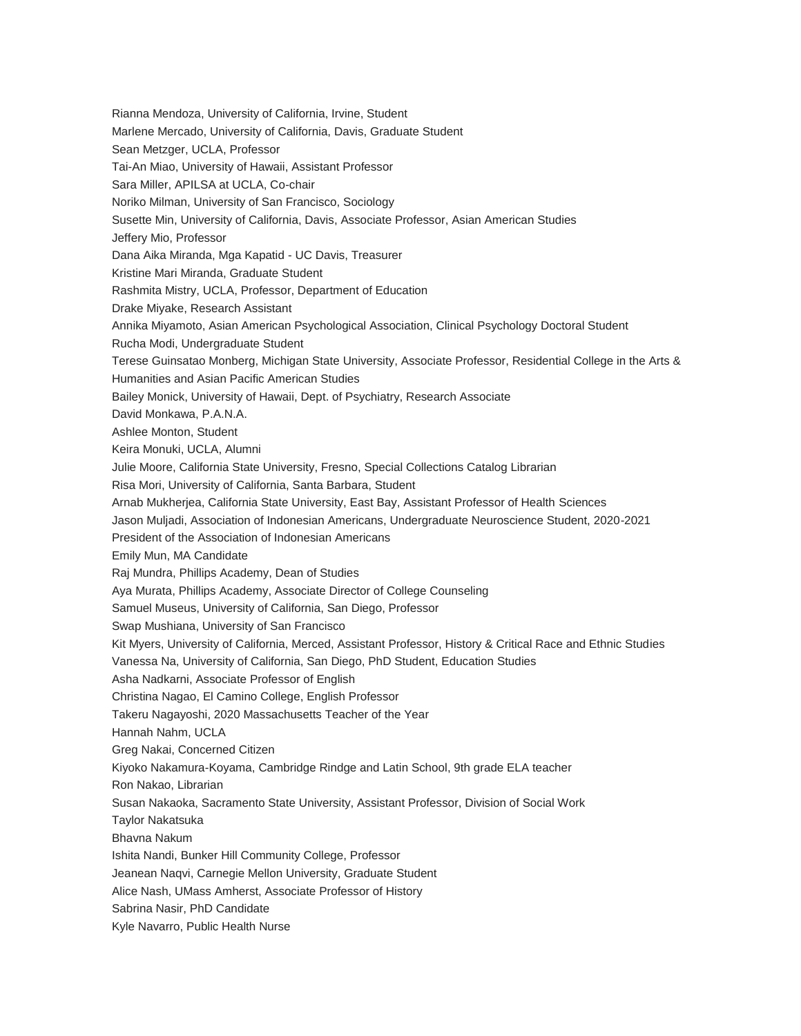Rianna Mendoza, University of California, Irvine, Student
Marlene Mercado, University of California, Davis, Graduate Student
Sean Metzger, UCLA, Professor
Tai-An Miao, University of Hawaii, Assistant Professor
Sara Miller, APILSA at UCLA, Co-chair
Noriko Milman, University of San Francisco, Sociology
Susette Min, University of California, Davis, Associate Professor, Asian American Studies
Jeffery Mio, Professor
Dana Aika Miranda, Mga Kapatid - UC Davis, Treasurer
Kristine Mari Miranda, Graduate Student
Rashmita Mistry, UCLA, Professor, Department of Education
Drake Miyake, Research Assistant
Annika Miyamoto, Asian American Psychological Association, Clinical Psychology Doctoral Student
Rucha Modi, Undergraduate Student
Terese Guinsatao Monberg, Michigan State University, Associate Professor, Residential College in the Arts & Humanities and Asian Pacific American Studies
Bailey Monick, University of Hawaii, Dept. of Psychiatry, Research Associate
David Monkawa, P.A.N.A.
Ashlee Monton, Student
Keira Monuki, UCLA, Alumni
Julie Moore, California State University, Fresno, Special Collections Catalog Librarian
Risa Mori, University of California, Santa Barbara, Student
Arnab Mukherjea, California State University, East Bay, Assistant Professor of Health Sciences
Jason Muljadi, Association of Indonesian Americans, Undergraduate Neuroscience Student, 2020-2021 President of the Association of Indonesian Americans
Emily Mun, MA Candidate
Raj Mundra, Phillips Academy, Dean of Studies
Aya Murata, Phillips Academy, Associate Director of College Counseling
Samuel Museus, University of California, San Diego, Professor
Swap Mushiana, University of San Francisco
Kit Myers, University of California, Merced, Assistant Professor, History & Critical Race and Ethnic Studies
Vanessa Na, University of California, San Diego, PhD Student, Education Studies
Asha Nadkarni, Associate Professor of English
Christina Nagao, El Camino College, English Professor
Takeru Nagayoshi, 2020 Massachusetts Teacher of the Year
Hannah Nahm, UCLA
Greg Nakai, Concerned Citizen
Kiyoko Nakamura-Koyama, Cambridge Rindge and Latin School, 9th grade ELA teacher
Ron Nakao, Librarian
Susan Nakaoka, Sacramento State University, Assistant Professor, Division of Social Work
Taylor Nakatsuka
Bhavna Nakum
Ishita Nandi, Bunker Hill Community College, Professor
Jeanean Naqvi, Carnegie Mellon University, Graduate Student
Alice Nash, UMass Amherst, Associate Professor of History
Sabrina Nasir, PhD Candidate
Kyle Navarro, Public Health Nurse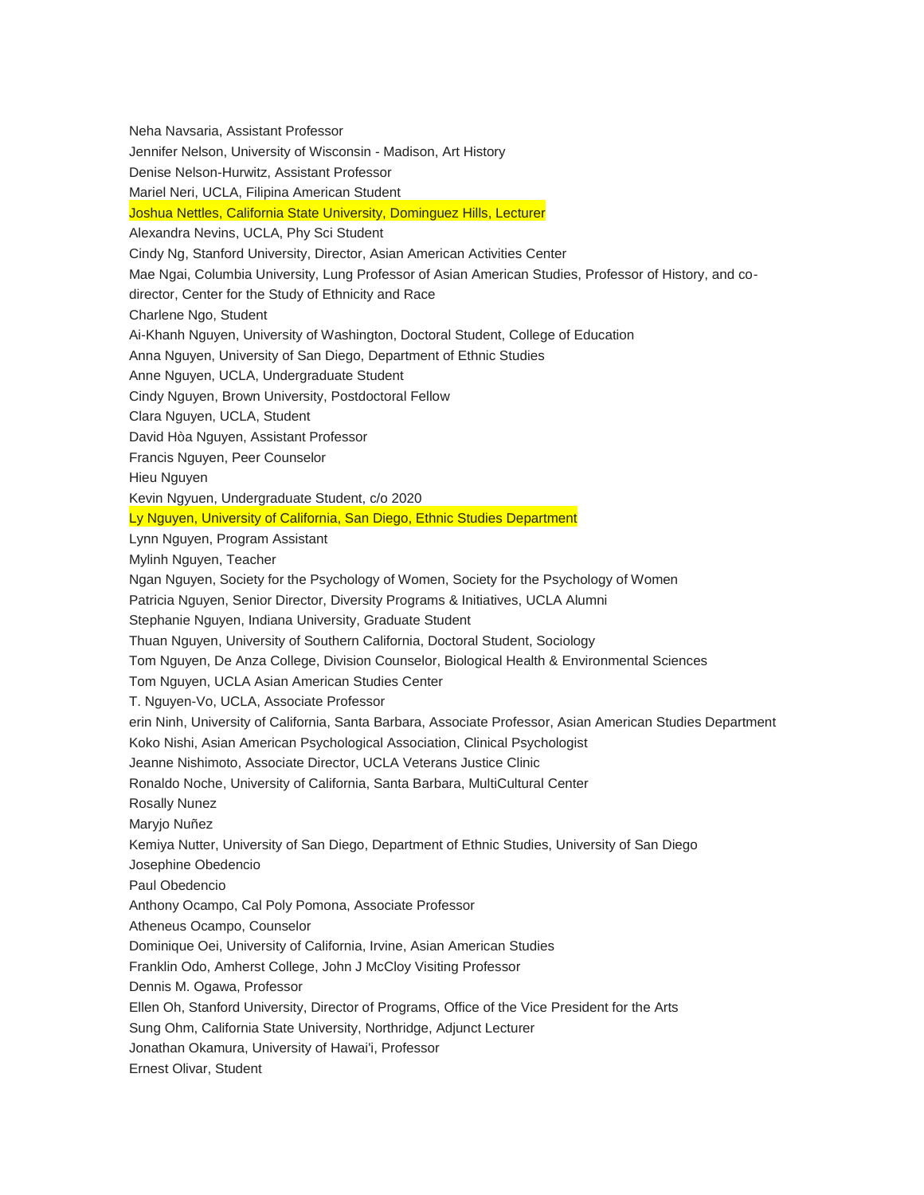Neha Navsaria, Assistant Professor

Jennifer Nelson, University of Wisconsin - Madison, Art History

Denise Nelson-Hurwitz, Assistant Professor

Mariel Neri, UCLA, Filipina American Student

Joshua Nettles, California State University, Dominguez Hills, Lecturer

Alexandra Nevins, UCLA, Phy Sci Student

Cindy Ng, Stanford University, Director, Asian American Activities Center

Mae Ngai, Columbia University, Lung Professor of Asian American Studies, Professor of History, and co-director, Center for the Study of Ethnicity and Race

Charlene Ngo, Student

Ai-Khanh Nguyen, University of Washington, Doctoral Student, College of Education

Anna Nguyen, University of San Diego, Department of Ethnic Studies

Anne Nguyen, UCLA, Undergraduate Student

Cindy Nguyen, Brown University, Postdoctoral Fellow

Clara Nguyen, UCLA, Student

David Hòa Nguyen, Assistant Professor

Francis Nguyen, Peer Counselor

Hieu Nguyen

Kevin Ngyuen, Undergraduate Student, c/o 2020

Ly Nguyen, University of California, San Diego, Ethnic Studies Department

Lynn Nguyen, Program Assistant

Mylinh Nguyen, Teacher

Ngan Nguyen, Society for the Psychology of Women, Society for the Psychology of Women

Patricia Nguyen, Senior Director, Diversity Programs & Initiatives, UCLA Alumni

Stephanie Nguyen, Indiana University, Graduate Student

Thuan Nguyen, University of Southern California, Doctoral Student, Sociology

Tom Nguyen, De Anza College, Division Counselor, Biological Health & Environmental Sciences

Tom Nguyen, UCLA Asian American Studies Center

T. Nguyen-Vo, UCLA, Associate Professor

erin Ninh, University of California, Santa Barbara, Associate Professor, Asian American Studies Department

Koko Nishi, Asian American Psychological Association, Clinical Psychologist

Jeanne Nishimoto, Associate Director, UCLA Veterans Justice Clinic

Ronaldo Noche, University of California, Santa Barbara, MultiCultural Center

Rosally Nunez

Maryjo Nuñez

Kemiya Nutter, University of San Diego, Department of Ethnic Studies, University of San Diego

Josephine Obedencio

Paul Obedencio

Anthony Ocampo, Cal Poly Pomona, Associate Professor

Atheneus Ocampo, Counselor

Dominique Oei, University of California, Irvine, Asian American Studies

Franklin Odo, Amherst College, John J McCloy Visiting Professor

Dennis M. Ogawa, Professor

Ellen Oh, Stanford University, Director of Programs, Office of the Vice President for the Arts

Sung Ohm, California State University, Northridge, Adjunct Lecturer

Jonathan Okamura, University of Hawai'i, Professor

Ernest Olivar, Student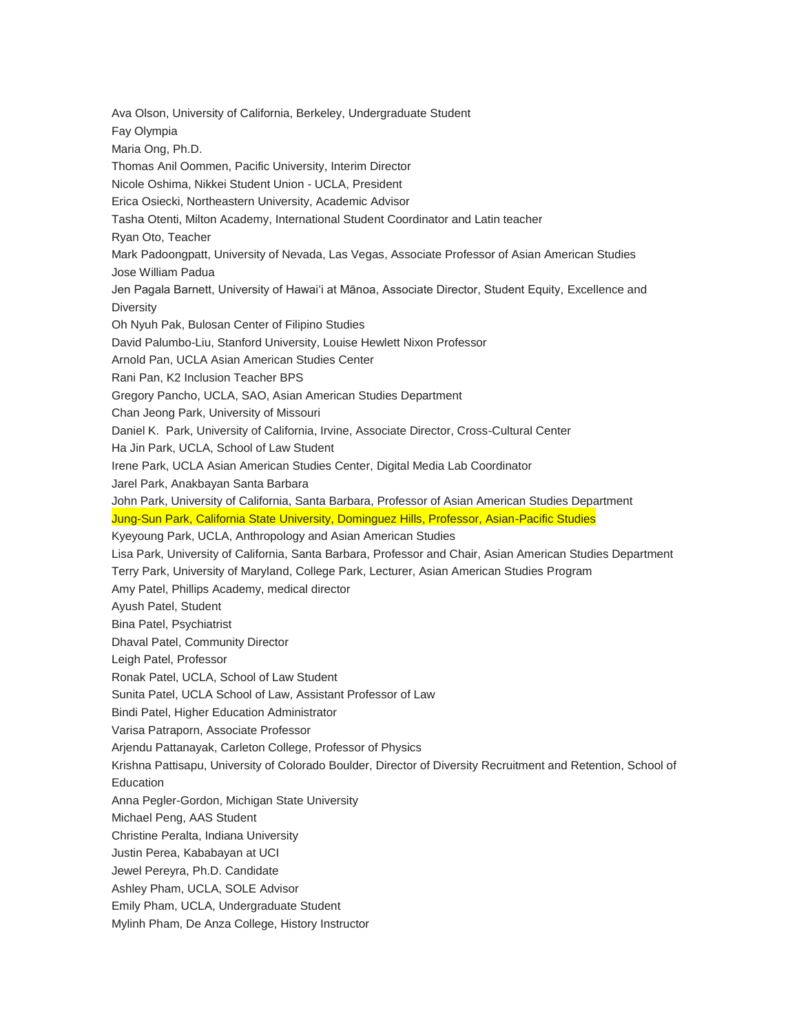Ava Olson, University of California, Berkeley, Undergraduate Student

Fay Olympia

Maria Ong, Ph.D.

Thomas Anil Oommen, Pacific University, Interim Director

Nicole Oshima, Nikkei Student Union - UCLA, President

Erica Osiecki, Northeastern University, Academic Advisor

Tasha Otenti, Milton Academy, International Student Coordinator and Latin teacher

Ryan Oto, Teacher

Mark Padoongpatt, University of Nevada, Las Vegas, Associate Professor of Asian American Studies

Jose William Padua

Jen Pagala Barnett, University of Hawaiʻi at Mānoa, Associate Director, Student Equity, Excellence and Diversity

Oh Nyuh Pak, Bulosan Center of Filipino Studies

David Palumbo-Liu, Stanford University, Louise Hewlett Nixon Professor

Arnold Pan, UCLA Asian American Studies Center

Rani Pan, K2 Inclusion Teacher BPS

Gregory Pancho, UCLA, SAO, Asian American Studies Department

Chan Jeong Park, University of Missouri

Daniel K. Park, University of California, Irvine, Associate Director, Cross-Cultural Center

Ha Jin Park, UCLA, School of Law Student

Irene Park, UCLA Asian American Studies Center, Digital Media Lab Coordinator

Jarel Park, Anakbayan Santa Barbara

John Park, University of California, Santa Barbara, Professor of Asian American Studies Department

Jung-Sun Park, California State University, Dominguez Hills, Professor, Asian-Pacific Studies

Kyeyoung Park, UCLA, Anthropology and Asian American Studies

Lisa Park, University of California, Santa Barbara, Professor and Chair, Asian American Studies Department

Terry Park, University of Maryland, College Park, Lecturer, Asian American Studies Program

Amy Patel, Phillips Academy, medical director

Ayush Patel, Student

Bina Patel, Psychiatrist

Dhaval Patel, Community Director

Leigh Patel, Professor

Ronak Patel, UCLA, School of Law Student

Sunita Patel, UCLA School of Law, Assistant Professor of Law

Bindi Patel, Higher Education Administrator

Varisa Patraporn, Associate Professor

Arjendu Pattanayak, Carleton College, Professor of Physics

Krishna Pattisapu, University of Colorado Boulder, Director of Diversity Recruitment and Retention, School of Education

Anna Pegler-Gordon, Michigan State University

Michael Peng, AAS Student

Christine Peralta, Indiana University

Justin Perea, Kababayan at UCI

Jewel Pereyra, Ph.D. Candidate

Ashley Pham, UCLA, SOLE Advisor

Emily Pham, UCLA, Undergraduate Student

Mylinh Pham, De Anza College, History Instructor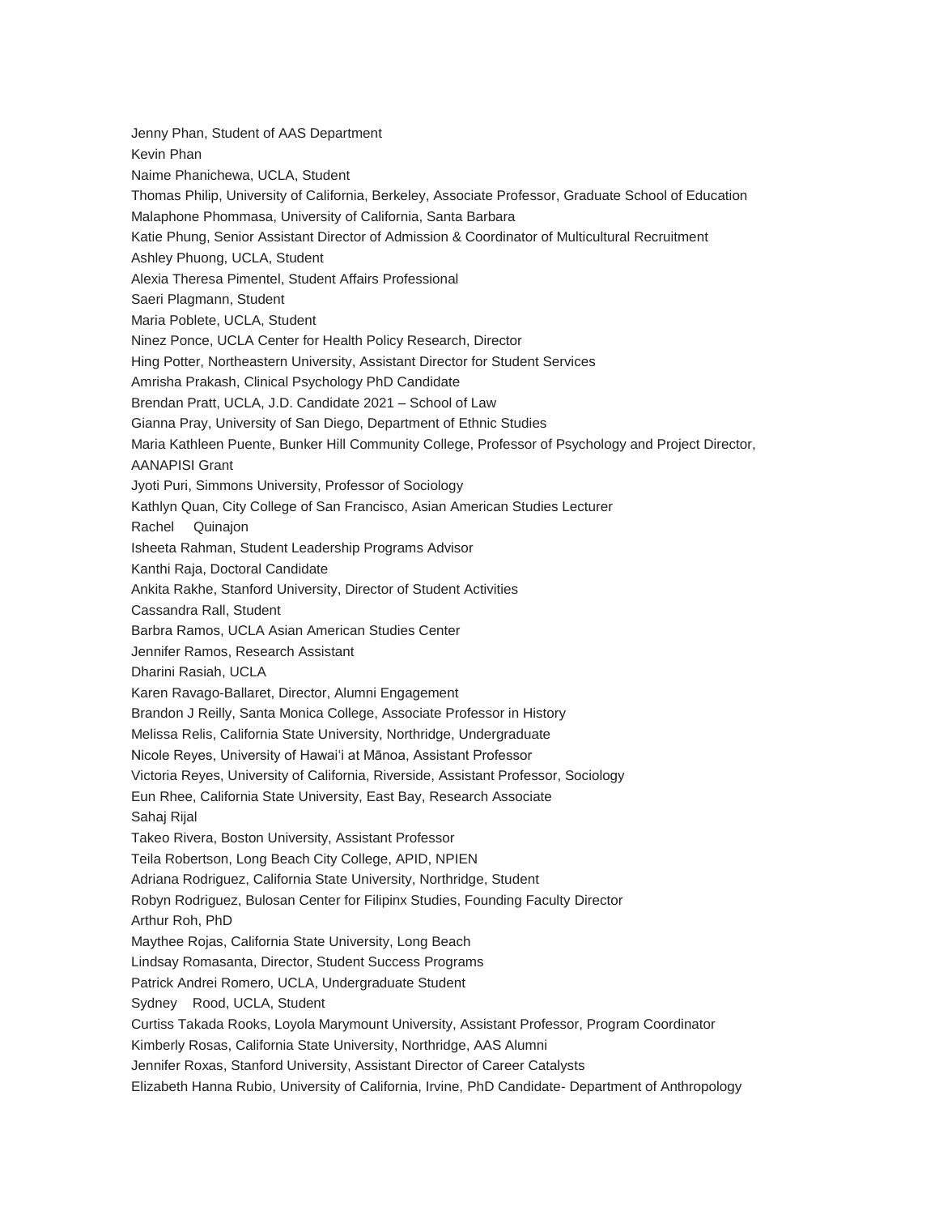Jenny Phan, Student of AAS Department

Kevin Phan

Naime Phanichewa, UCLA, Student

Thomas Philip, University of California, Berkeley, Associate Professor, Graduate School of Education

Malaphone Phommasa, University of California, Santa Barbara

Katie Phung, Senior Assistant Director of Admission & Coordinator of Multicultural Recruitment

Ashley Phuong, UCLA, Student

Alexia Theresa Pimentel, Student Affairs Professional

Saeri Plagmann, Student

Maria Poblete, UCLA, Student

Ninez Ponce, UCLA Center for Health Policy Research, Director

Hing Potter, Northeastern University, Assistant Director for Student Services

Amrisha Prakash, Clinical Psychology PhD Candidate

Brendan Pratt, UCLA, J.D. Candidate 2021 – School of Law

Gianna Pray, University of San Diego, Department of Ethnic Studies

Maria Kathleen Puente, Bunker Hill Community College, Professor of Psychology and Project Director, AANAPISI Grant

Jyoti Puri, Simmons University, Professor of Sociology

Kathlyn Quan, City College of San Francisco, Asian American Studies Lecturer

Rachel Quinajon

Isheeta Rahman, Student Leadership Programs Advisor

Kanthi Raja, Doctoral Candidate

Ankita Rakhe, Stanford University, Director of Student Activities

Cassandra Rall, Student

Barbra Ramos, UCLA Asian American Studies Center

Jennifer Ramos, Research Assistant

Dharini Rasiah, UCLA

Karen Ravago-Ballaret, Director, Alumni Engagement

Brandon J Reilly, Santa Monica College, Associate Professor in History

Melissa Relis, California State University, Northridge, Undergraduate

Nicole Reyes, University of Hawaiʻi at Mānoa, Assistant Professor

Victoria Reyes, University of California, Riverside, Assistant Professor, Sociology

Eun Rhee, California State University, East Bay, Research Associate

Sahaj Rijal

Takeo Rivera, Boston University, Assistant Professor

Teila Robertson, Long Beach City College, APID, NPIEN

Adriana Rodriguez, California State University, Northridge, Student

Robyn Rodriguez, Bulosan Center for Filipinx Studies, Founding Faculty Director

Arthur Roh, PhD

Maythee Rojas, California State University, Long Beach

Lindsay Romasanta, Director, Student Success Programs

Patrick Andrei Romero, UCLA, Undergraduate Student

Sydney Rood, UCLA, Student

Curtiss Takada Rooks, Loyola Marymount University, Assistant Professor, Program Coordinator

Kimberly Rosas, California State University, Northridge, AAS Alumni

Jennifer Roxas, Stanford University, Assistant Director of Career Catalysts

Elizabeth Hanna Rubio, University of California, Irvine, PhD Candidate- Department of Anthropology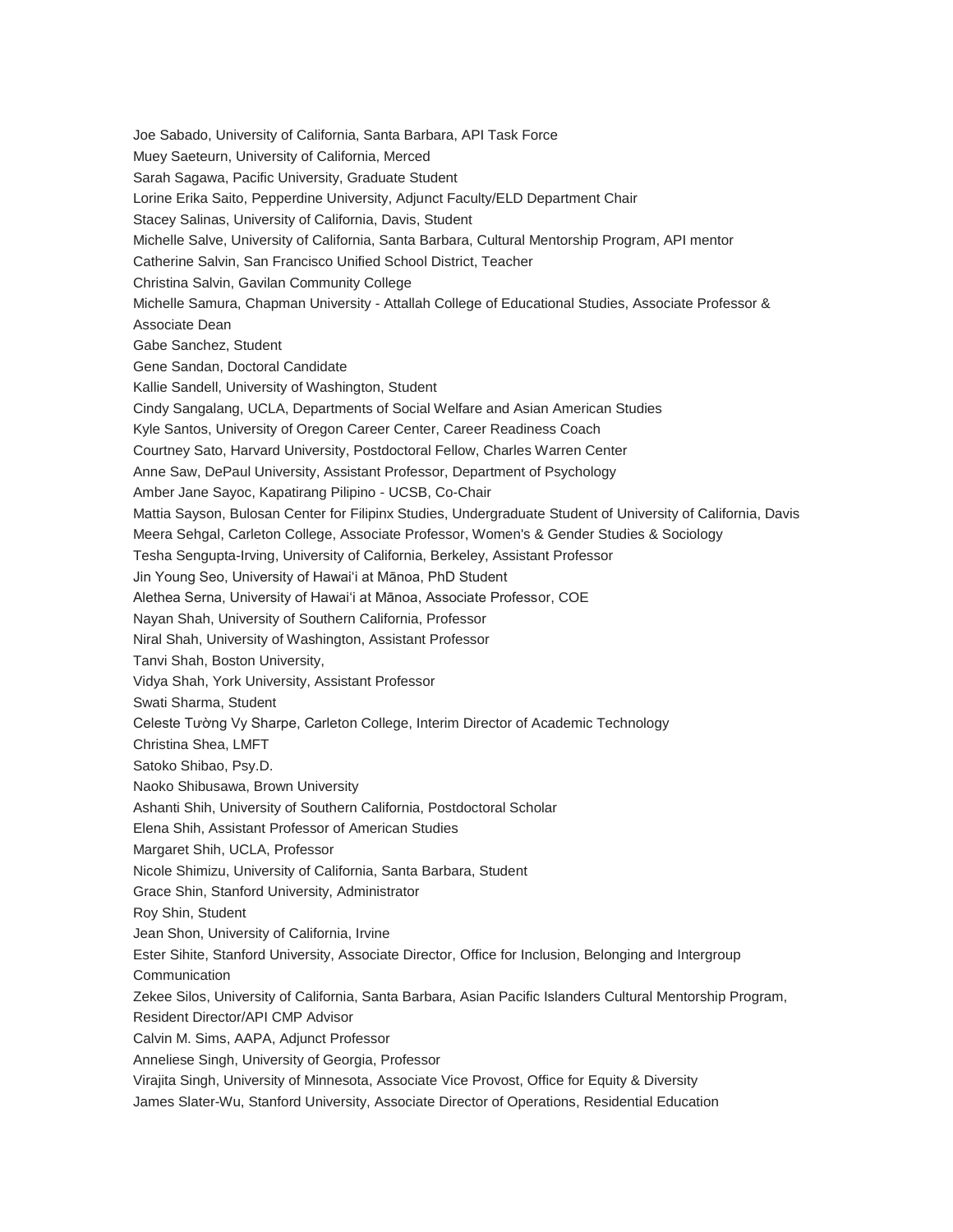Joe Sabado, University of California, Santa Barbara, API Task Force
Muey Saeteurn, University of California, Merced
Sarah Sagawa, Pacific University, Graduate Student
Lorine Erika Saito, Pepperdine University, Adjunct Faculty/ELD Department Chair
Stacey Salinas, University of California, Davis, Student
Michelle Salve, University of California, Santa Barbara, Cultural Mentorship Program, API mentor
Catherine Salvin, San Francisco Unified School District, Teacher
Christina Salvin, Gavilan Community College
Michelle Samura, Chapman University - Attallah College of Educational Studies, Associate Professor & Associate Dean
Gabe Sanchez, Student
Gene Sandan, Doctoral Candidate
Kallie Sandell, University of Washington, Student
Cindy Sangalang, UCLA, Departments of Social Welfare and Asian American Studies
Kyle Santos, University of Oregon Career Center, Career Readiness Coach
Courtney Sato, Harvard University, Postdoctoral Fellow, Charles Warren Center
Anne Saw, DePaul University, Assistant Professor, Department of Psychology
Amber Jane Sayoc, Kapatirang Pilipino - UCSB, Co-Chair
Mattia Sayson, Bulosan Center for Filipinx Studies, Undergraduate Student of University of California, Davis
Meera Sehgal, Carleton College, Associate Professor, Women's & Gender Studies & Sociology
Tesha Sengupta-Irving, University of California, Berkeley, Assistant Professor
Jin Young Seo, University of Hawaiʻi at Mānoa, PhD Student
Alethea Serna, University of Hawaiʻi at Mānoa, Associate Professor, COE
Nayan Shah, University of Southern California, Professor
Niral Shah, University of Washington, Assistant Professor
Tanvi Shah, Boston University,
Vidya Shah, York University, Assistant Professor
Swati Sharma, Student
Celeste Tường Vy Sharpe, Carleton College, Interim Director of Academic Technology
Christina Shea, LMFT
Satoko Shibao, Psy.D.
Naoko Shibusawa, Brown University
Ashanti Shih, University of Southern California, Postdoctoral Scholar
Elena Shih, Assistant Professor of American Studies
Margaret Shih, UCLA, Professor
Nicole Shimizu, University of California, Santa Barbara, Student
Grace Shin, Stanford University, Administrator
Roy Shin, Student
Jean Shon, University of California, Irvine
Ester Sihite, Stanford University, Associate Director, Office for Inclusion, Belonging and Intergroup Communication
Zekee Silos, University of California, Santa Barbara, Asian Pacific Islanders Cultural Mentorship Program, Resident Director/API CMP Advisor
Calvin M. Sims, AAPA, Adjunct Professor
Anneliese Singh, University of Georgia, Professor
Virajita Singh, University of Minnesota, Associate Vice Provost, Office for Equity & Diversity
James Slater-Wu, Stanford University, Associate Director of Operations, Residential Education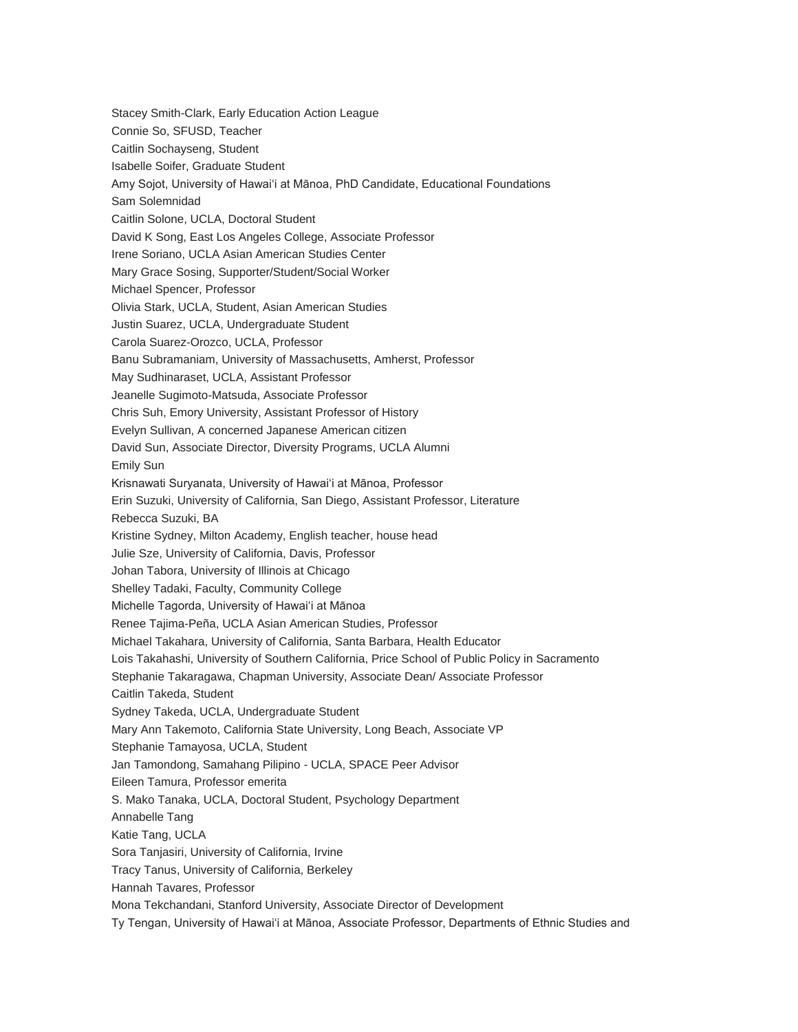Stacey Smith-Clark, Early Education Action League
Connie So, SFUSD, Teacher
Caitlin Sochayseng, Student
Isabelle Soifer, Graduate Student
Amy Sojot, University of Hawaiʻi at Mānoa, PhD Candidate, Educational Foundations
Sam Solemnidad
Caitlin Solone, UCLA, Doctoral Student
David K Song, East Los Angeles College, Associate Professor
Irene Soriano, UCLA Asian American Studies Center
Mary Grace Sosing, Supporter/Student/Social Worker
Michael Spencer, Professor
Olivia Stark, UCLA, Student, Asian American Studies
Justin Suarez, UCLA, Undergraduate Student
Carola Suarez-Orozco, UCLA, Professor
Banu Subramaniam, University of Massachusetts, Amherst, Professor
May Sudhinaraset, UCLA, Assistant Professor
Jeanelle Sugimoto-Matsuda, Associate Professor
Chris Suh, Emory University, Assistant Professor of History
Evelyn Sullivan, A concerned Japanese American citizen
David Sun, Associate Director, Diversity Programs, UCLA Alumni
Emily Sun
Krisnawati Suryanata, University of Hawaiʻi at Mānoa, Professor
Erin Suzuki, University of California, San Diego, Assistant Professor, Literature
Rebecca Suzuki, BA
Kristine Sydney, Milton Academy, English teacher, house head
Julie Sze, University of California, Davis, Professor
Johan Tabora, University of Illinois at Chicago
Shelley Tadaki, Faculty, Community College
Michelle Tagorda, University of Hawaiʻi at Mānoa
Renee Tajima-Peña, UCLA Asian American Studies, Professor
Michael Takahara, University of California, Santa Barbara, Health Educator
Lois Takahashi, University of Southern California, Price School of Public Policy in Sacramento
Stephanie Takaragawa, Chapman University, Associate Dean/ Associate Professor
Caitlin Takeda, Student
Sydney Takeda, UCLA, Undergraduate Student
Mary Ann Takemoto, California State University, Long Beach, Associate VP
Stephanie Tamayosa, UCLA, Student
Jan Tamondong, Samahang Pilipino - UCLA, SPACE Peer Advisor
Eileen Tamura, Professor emerita
S. Mako Tanaka, UCLA, Doctoral Student, Psychology Department
Annabelle Tang
Katie Tang, UCLA
Sora Tanjasiri, University of California, Irvine
Tracy Tanus, University of California, Berkeley
Hannah Tavares, Professor
Mona Tekchandani, Stanford University, Associate Director of Development
Ty Tengan, University of Hawaiʻi at Mānoa, Associate Professor, Departments of Ethnic Studies and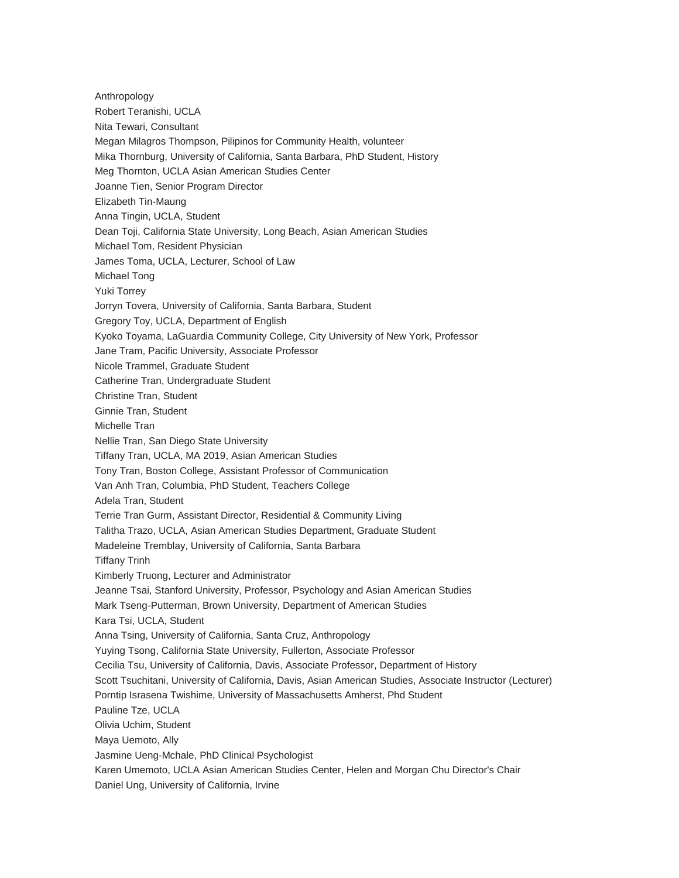Anthropology

Robert Teranishi, UCLA

Nita Tewari, Consultant

Megan Milagros Thompson, Pilipinos for Community Health, volunteer

Mika Thornburg, University of California, Santa Barbara, PhD Student, History

Meg Thornton, UCLA Asian American Studies Center

Joanne Tien, Senior Program Director

Elizabeth Tin-Maung

Anna Tingin, UCLA, Student

Dean Toji, California State University, Long Beach, Asian American Studies

Michael Tom, Resident Physician

James Toma, UCLA, Lecturer, School of Law

Michael Tong

Yuki Torrey

Jorryn Tovera, University of California, Santa Barbara, Student

Gregory Toy, UCLA, Department of English

Kyoko Toyama, LaGuardia Community College, City University of New York, Professor

Jane Tram, Pacific University, Associate Professor

Nicole Trammel, Graduate Student

Catherine Tran, Undergraduate Student

Christine Tran, Student

Ginnie Tran, Student

Michelle Tran

Nellie Tran, San Diego State University

Tiffany Tran, UCLA, MA 2019, Asian American Studies

Tony Tran, Boston College, Assistant Professor of Communication

Van Anh Tran, Columbia, PhD Student, Teachers College

Adela Tran, Student

Terrie Tran Gurm, Assistant Director, Residential & Community Living

Talitha Trazo, UCLA, Asian American Studies Department, Graduate Student

Madeleine Tremblay, University of California, Santa Barbara

Tiffany Trinh

Kimberly Truong, Lecturer and Administrator

Jeanne Tsai, Stanford University, Professor, Psychology and Asian American Studies

Mark Tseng-Putterman, Brown University, Department of American Studies

Kara Tsi, UCLA, Student

Anna Tsing, University of California, Santa Cruz, Anthropology

Yuying Tsong, California State University, Fullerton, Associate Professor

Cecilia Tsu, University of California, Davis, Associate Professor, Department of History

Scott Tsuchitani, University of California, Davis, Asian American Studies, Associate Instructor (Lecturer)

Porntip Israsena Twishime, University of Massachusetts Amherst, Phd Student

Pauline Tze, UCLA

Olivia Uchim, Student

Maya Uemoto, Ally

Jasmine Ueng-Mchale, PhD Clinical Psychologist

Karen Umemoto, UCLA Asian American Studies Center, Helen and Morgan Chu Director's Chair

Daniel Ung, University of California, Irvine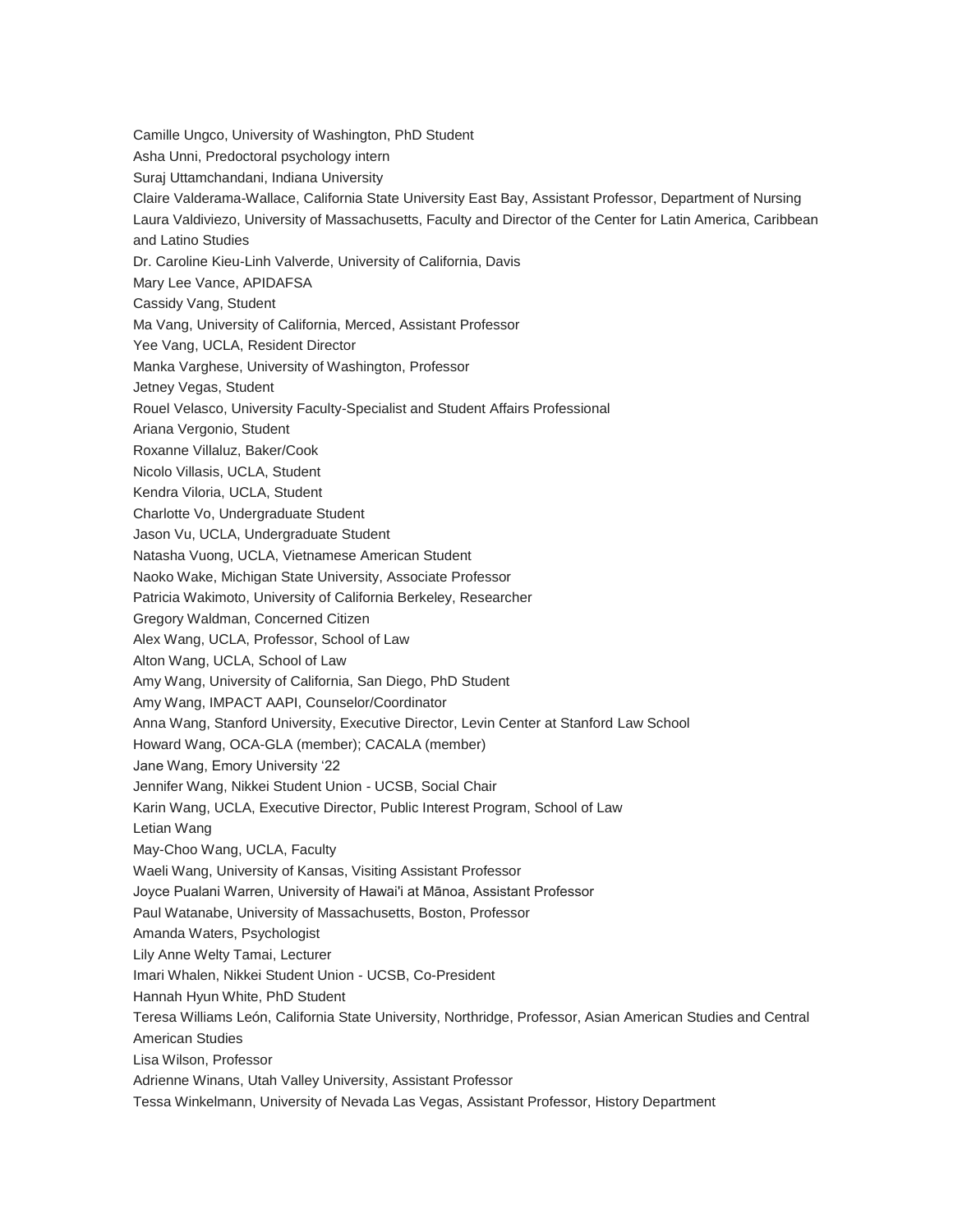Camille Ungco, University of Washington, PhD Student

Asha Unni, Predoctoral psychology intern

Suraj Uttamchandani, Indiana University

Claire Valderama-Wallace, California State University East Bay, Assistant Professor, Department of Nursing

Laura Valdiviezo, University of Massachusetts, Faculty and Director of the Center for Latin America, Caribbean and Latino Studies

Dr. Caroline Kieu-Linh Valverde, University of California, Davis

Mary Lee Vance, APIDAFSA

Cassidy Vang, Student

Ma Vang, University of California, Merced, Assistant Professor

Yee Vang, UCLA, Resident Director

Manka Varghese, University of Washington, Professor

Jetney Vegas, Student

Rouel Velasco, University Faculty-Specialist and Student Affairs Professional

Ariana Vergonio, Student

Roxanne Villaluz, Baker/Cook

Nicolo Villasis, UCLA, Student

Kendra Viloria, UCLA, Student

Charlotte Vo, Undergraduate Student

Jason Vu, UCLA, Undergraduate Student

Natasha Vuong, UCLA, Vietnamese American Student

Naoko Wake, Michigan State University, Associate Professor

Patricia Wakimoto, University of California Berkeley, Researcher

Gregory Waldman, Concerned Citizen

Alex Wang, UCLA, Professor, School of Law

Alton Wang, UCLA, School of Law

Amy Wang, University of California, San Diego, PhD Student

Amy Wang, IMPACT AAPI, Counselor/Coordinator

Anna Wang, Stanford University, Executive Director, Levin Center at Stanford Law School

Howard Wang, OCA-GLA (member); CACALA (member)

Jane Wang, Emory University '22

Jennifer Wang, Nikkei Student Union - UCSB, Social Chair

Karin Wang, UCLA, Executive Director, Public Interest Program, School of Law

Letian Wang

May-Choo Wang, UCLA, Faculty

Waeli Wang, University of Kansas, Visiting Assistant Professor

Joyce Pualani Warren, University of Hawai'i at Mānoa, Assistant Professor

Paul Watanabe, University of Massachusetts, Boston, Professor

Amanda Waters, Psychologist

Lily Anne Welty Tamai, Lecturer

Imari Whalen, Nikkei Student Union - UCSB, Co-President

Hannah Hyun White, PhD Student

Teresa Williams León, California State University, Northridge, Professor, Asian American Studies and Central American Studies

Lisa Wilson, Professor

Adrienne Winans, Utah Valley University, Assistant Professor

Tessa Winkelmann, University of Nevada Las Vegas, Assistant Professor, History Department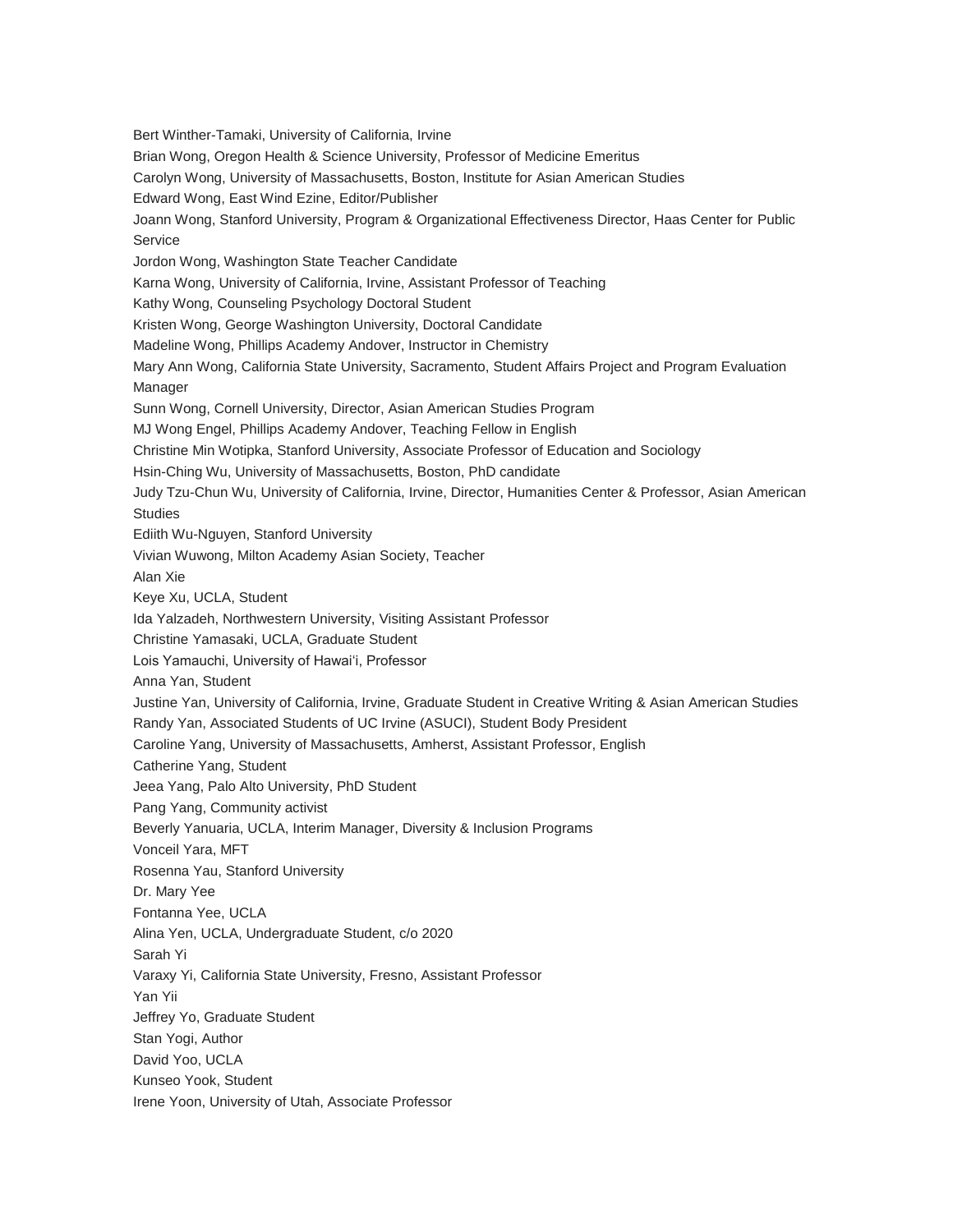Bert Winther-Tamaki, University of California, Irvine

Brian Wong, Oregon Health & Science University, Professor of Medicine Emeritus

Carolyn Wong, University of Massachusetts, Boston, Institute for Asian American Studies

Edward Wong, East Wind Ezine, Editor/Publisher

Joann Wong, Stanford University, Program & Organizational Effectiveness Director, Haas Center for Public Service

Jordon Wong, Washington State Teacher Candidate

Karna Wong, University of California, Irvine, Assistant Professor of Teaching

Kathy Wong, Counseling Psychology Doctoral Student

Kristen Wong, George Washington University, Doctoral Candidate

Madeline Wong, Phillips Academy Andover, Instructor in Chemistry

Mary Ann Wong, California State University, Sacramento, Student Affairs Project and Program Evaluation Manager

Sunn Wong, Cornell University, Director, Asian American Studies Program

MJ Wong Engel, Phillips Academy Andover, Teaching Fellow in English

Christine Min Wotipka, Stanford University, Associate Professor of Education and Sociology

Hsin-Ching Wu, University of Massachusetts, Boston, PhD candidate

Judy Tzu-Chun Wu, University of California, Irvine, Director, Humanities Center & Professor, Asian American Studies

Ediith Wu-Nguyen, Stanford University

Vivian Wuwong, Milton Academy Asian Society, Teacher

Alan Xie

Keye Xu, UCLA, Student

Ida Yalzadeh, Northwestern University, Visiting Assistant Professor

Christine Yamasaki, UCLA, Graduate Student

Lois Yamauchi, University of Hawaiʻi, Professor

Anna Yan, Student

Justine Yan, University of California, Irvine, Graduate Student in Creative Writing & Asian American Studies

Randy Yan, Associated Students of UC Irvine (ASUCI), Student Body President

Caroline Yang, University of Massachusetts, Amherst, Assistant Professor, English

Catherine Yang, Student

Jeea Yang, Palo Alto University, PhD Student

Pang Yang, Community activist

Beverly Yanuaria, UCLA, Interim Manager, Diversity & Inclusion Programs

Vonceil Yara, MFT

Rosenna Yau, Stanford University

Dr. Mary Yee

Fontanna Yee, UCLA

Alina Yen, UCLA, Undergraduate Student, c/o 2020

Sarah Yi

Varaxy Yi, California State University, Fresno, Assistant Professor

Yan Yii

Jeffrey Yo, Graduate Student

Stan Yogi, Author

David Yoo, UCLA

Kunseo Yook, Student

Irene Yoon, University of Utah, Associate Professor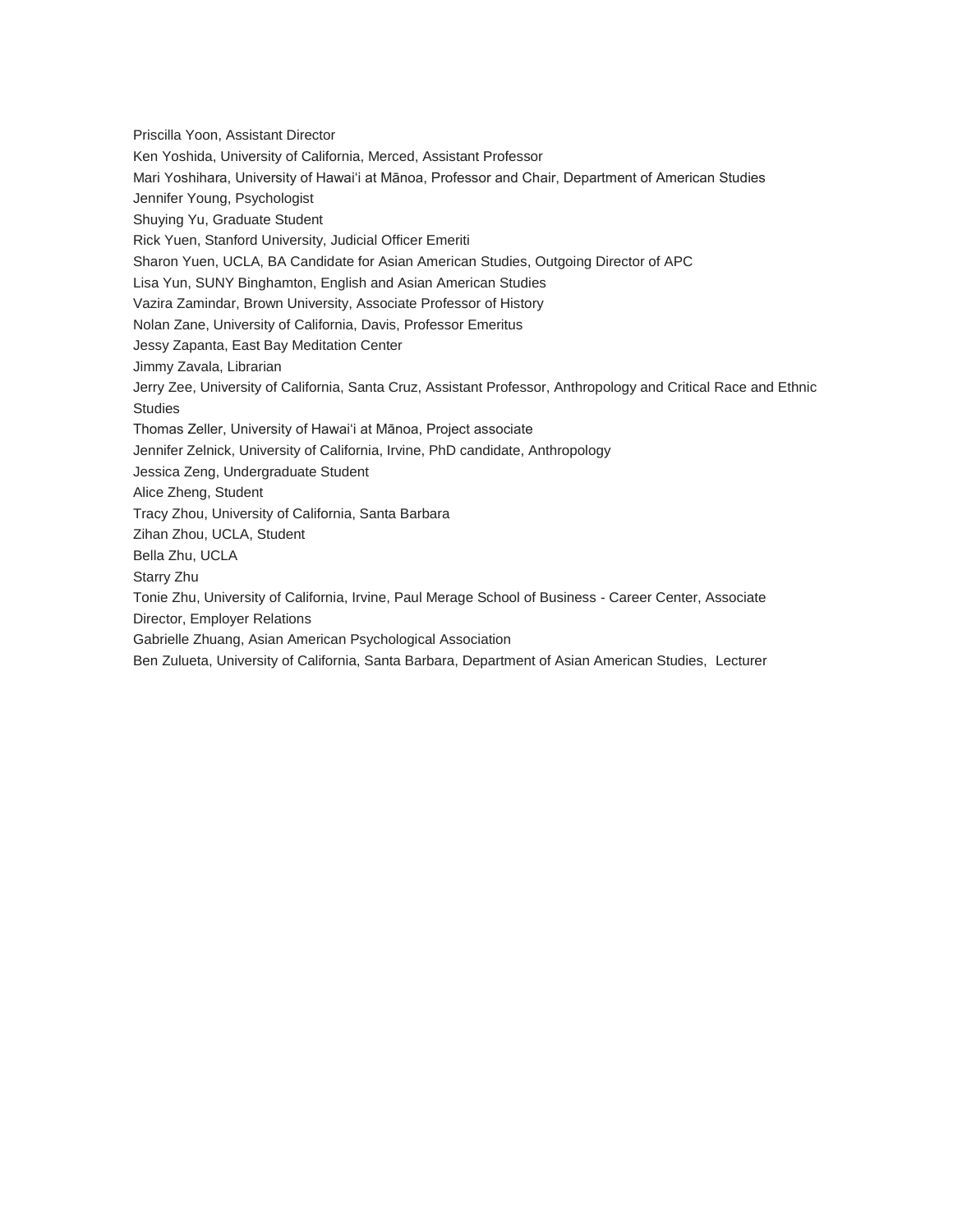Priscilla Yoon, Assistant Director

Ken Yoshida, University of California, Merced, Assistant Professor

Mari Yoshihara, University of Hawaiʻi at Mānoa, Professor and Chair, Department of American Studies

Jennifer Young, Psychologist

Shuying Yu, Graduate Student

Rick Yuen, Stanford University, Judicial Officer Emeriti

Sharon Yuen, UCLA, BA Candidate for Asian American Studies, Outgoing Director of APC

Lisa Yun, SUNY Binghamton, English and Asian American Studies

Vazira Zamindar, Brown University, Associate Professor of History

Nolan Zane, University of California, Davis, Professor Emeritus

Jessy Zapanta, East Bay Meditation Center

Jimmy Zavala, Librarian

Jerry Zee, University of California, Santa Cruz, Assistant Professor, Anthropology and Critical Race and Ethnic Studies

Thomas Zeller, University of Hawaiʻi at Mānoa, Project associate

Jennifer Zelnick, University of California, Irvine, PhD candidate, Anthropology

Jessica Zeng, Undergraduate Student

Alice Zheng, Student

Tracy Zhou, University of California, Santa Barbara

Zihan Zhou, UCLA, Student

Bella Zhu, UCLA

Starry Zhu

Tonie Zhu, University of California, Irvine, Paul Merage School of Business - Career Center, Associate Director, Employer Relations

Gabrielle Zhuang, Asian American Psychological Association

Ben Zulueta, University of California, Santa Barbara, Department of Asian American Studies, Lecturer